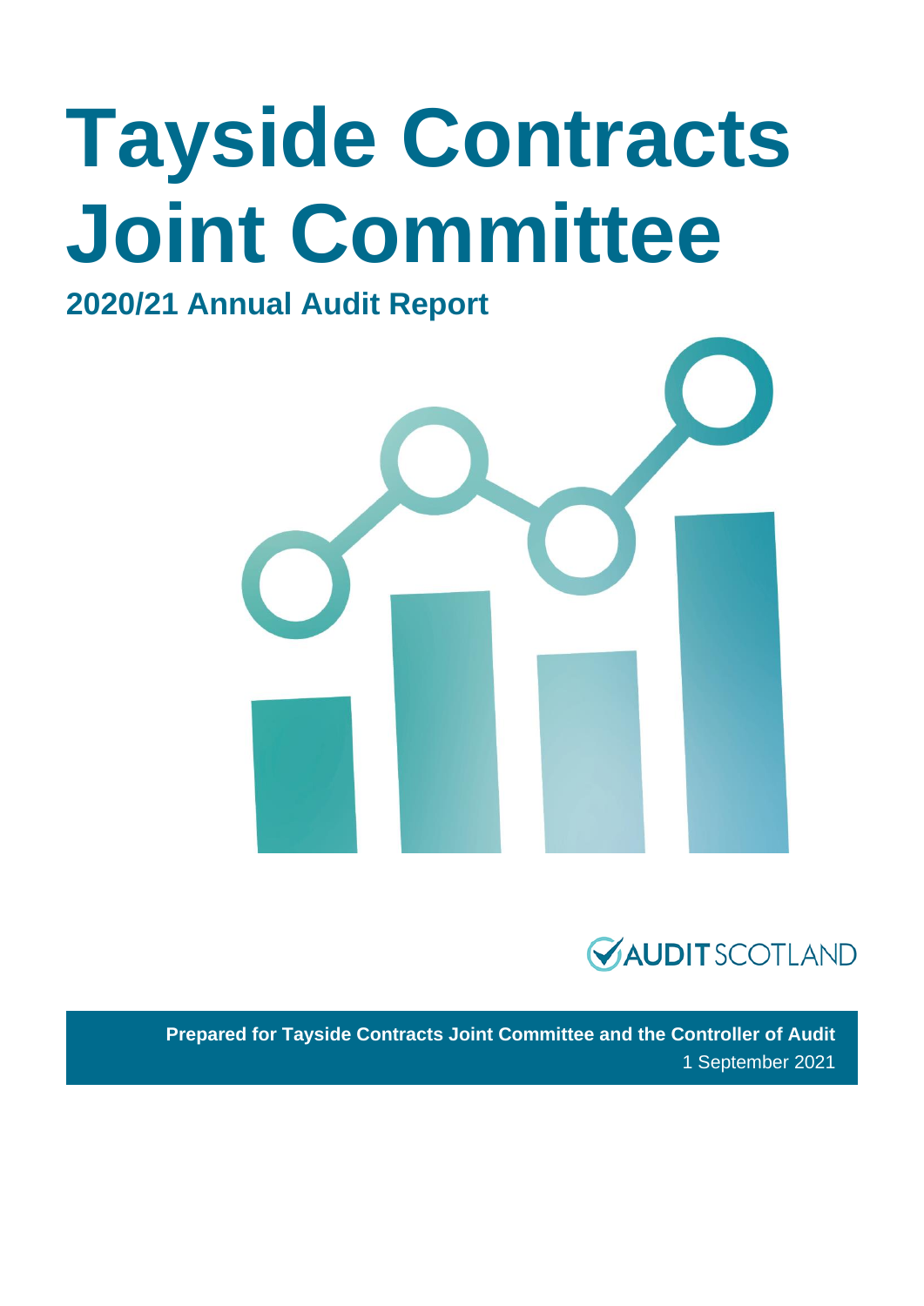# Tayside Contracts Joint Committee

## 2020/21 Annual Audit Report

AUDIT SCOTLAND

**Prepared for Tayside Contracts Joint Committee and the Controller of Audit**

1 September 2021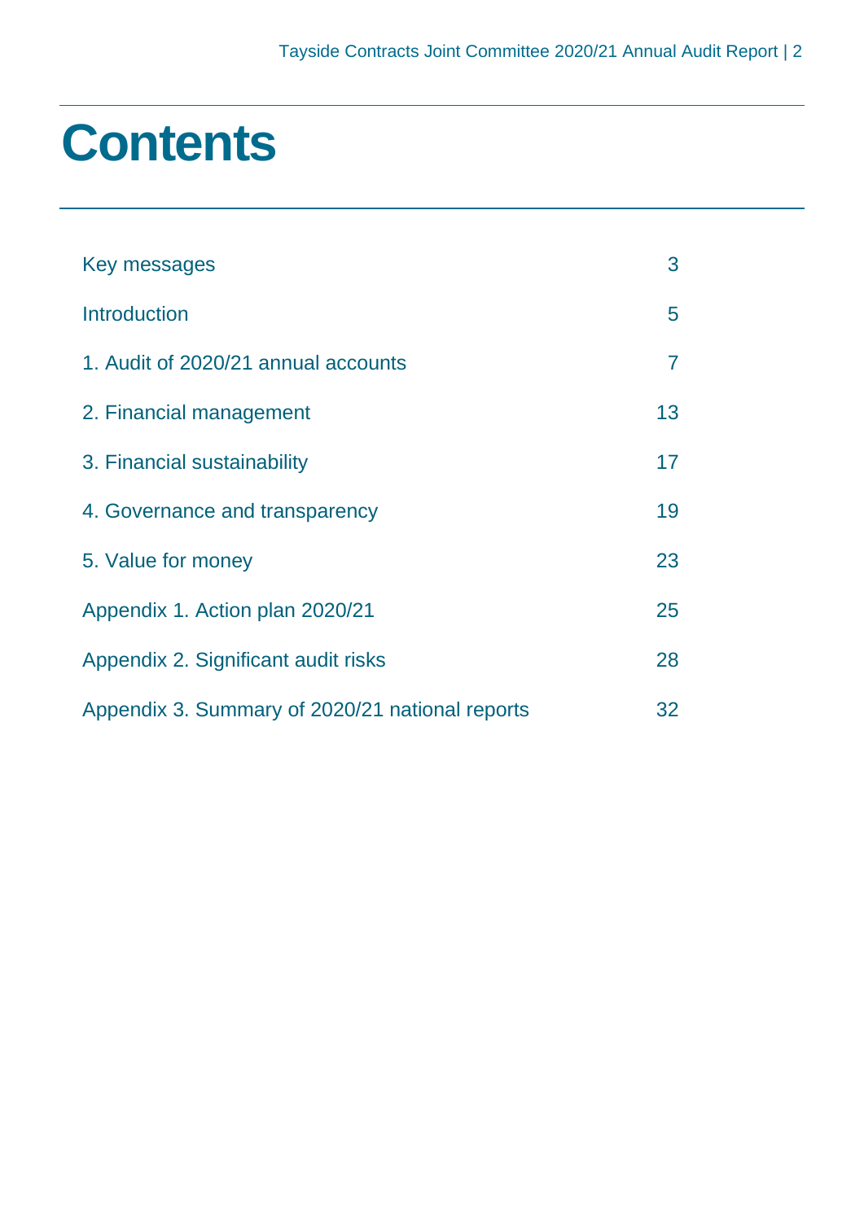# Contents

| | |
|---|---|
| Key messages | 3 |
| Introduction | 5 |
| 1. Audit of 2020/21 annual accounts | 7 |
| 2. Financial management | 13 |
| 3. Financial sustainability | 17 |
| 4. Governance and transparency | 19 |
| 5. Value for money | 23 |
| Appendix 1. Action plan 2020/21 | 25 |
| Appendix 2. Significant audit risks | 28 |
| Appendix 3. Summary of 2020/21 national reports | 32 |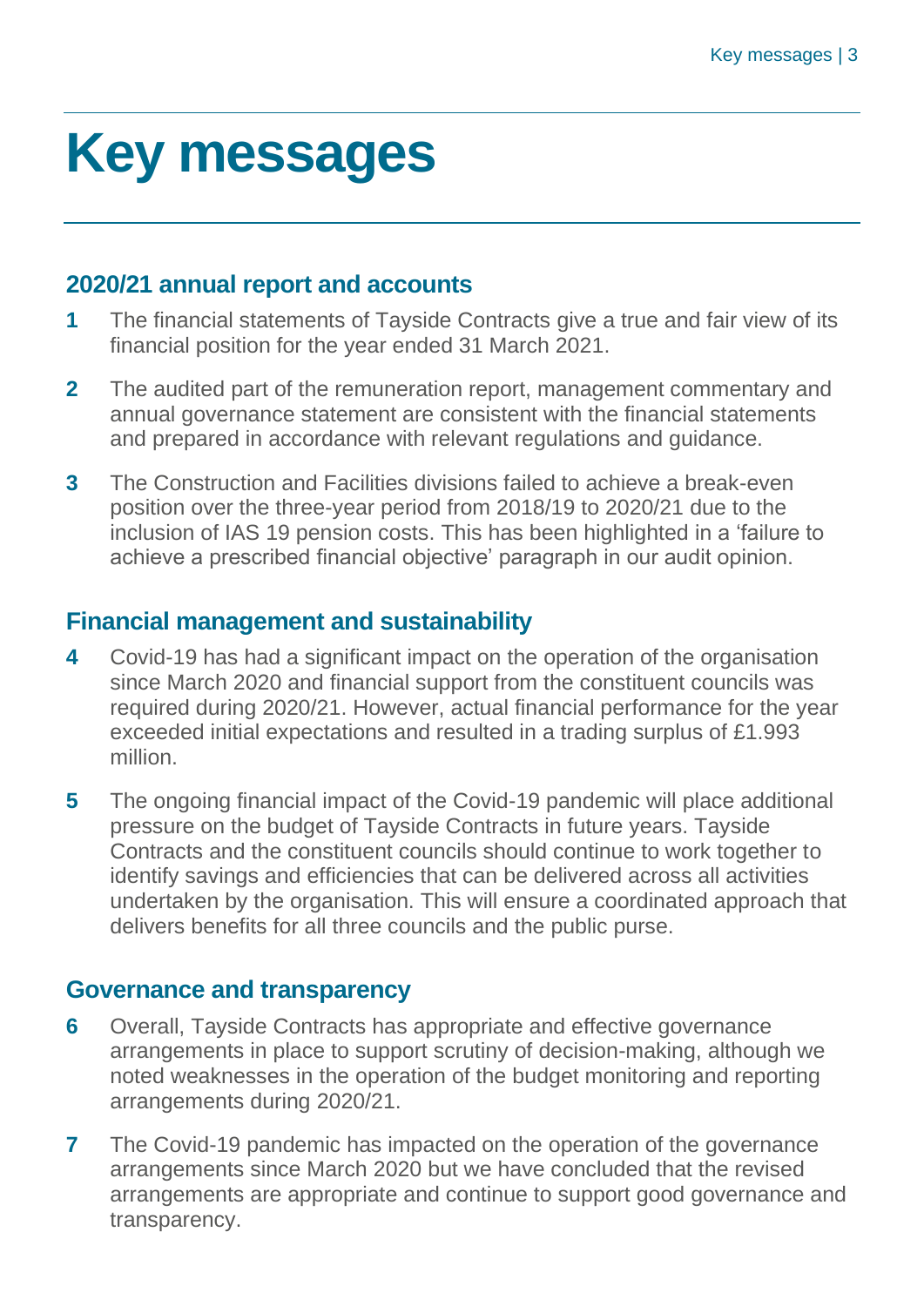# Key messages

## 2020/21 annual report and accounts

1. The financial statements of Tayside Contracts give a true and fair view of its financial position for the year ended 31 March 2021.
2. The audited part of the remuneration report, management commentary and annual governance statement are consistent with the financial statements and prepared in accordance with relevant regulations and guidance.
3. The Construction and Facilities divisions failed to achieve a break-even position over the three-year period from 2018/19 to 2020/21 due to the inclusion of IAS 19 pension costs. This has been highlighted in a 'failure to achieve a prescribed financial objective' paragraph in our audit opinion.

## Financial management and sustainability

4. Covid-19 has had a significant impact on the operation of the organisation since March 2020 and financial support from the constituent councils was required during 2020/21. However, actual financial performance for the year exceeded initial expectations and resulted in a trading surplus of £1.993 million.
5. The ongoing financial impact of the Covid-19 pandemic will place additional pressure on the budget of Tayside Contracts in future years. Tayside Contracts and the constituent councils should continue to work together to identify savings and efficiencies that can be delivered across all activities undertaken by the organisation. This will ensure a coordinated approach that delivers benefits for all three councils and the public purse.

## Governance and transparency

6. Overall, Tayside Contracts has appropriate and effective governance arrangements in place to support scrutiny of decision-making, although we noted weaknesses in the operation of the budget monitoring and reporting arrangements during 2020/21.
7. The Covid-19 pandemic has impacted on the operation of the governance arrangements since March 2020 but we have concluded that the revised arrangements are appropriate and continue to support good governance and transparency.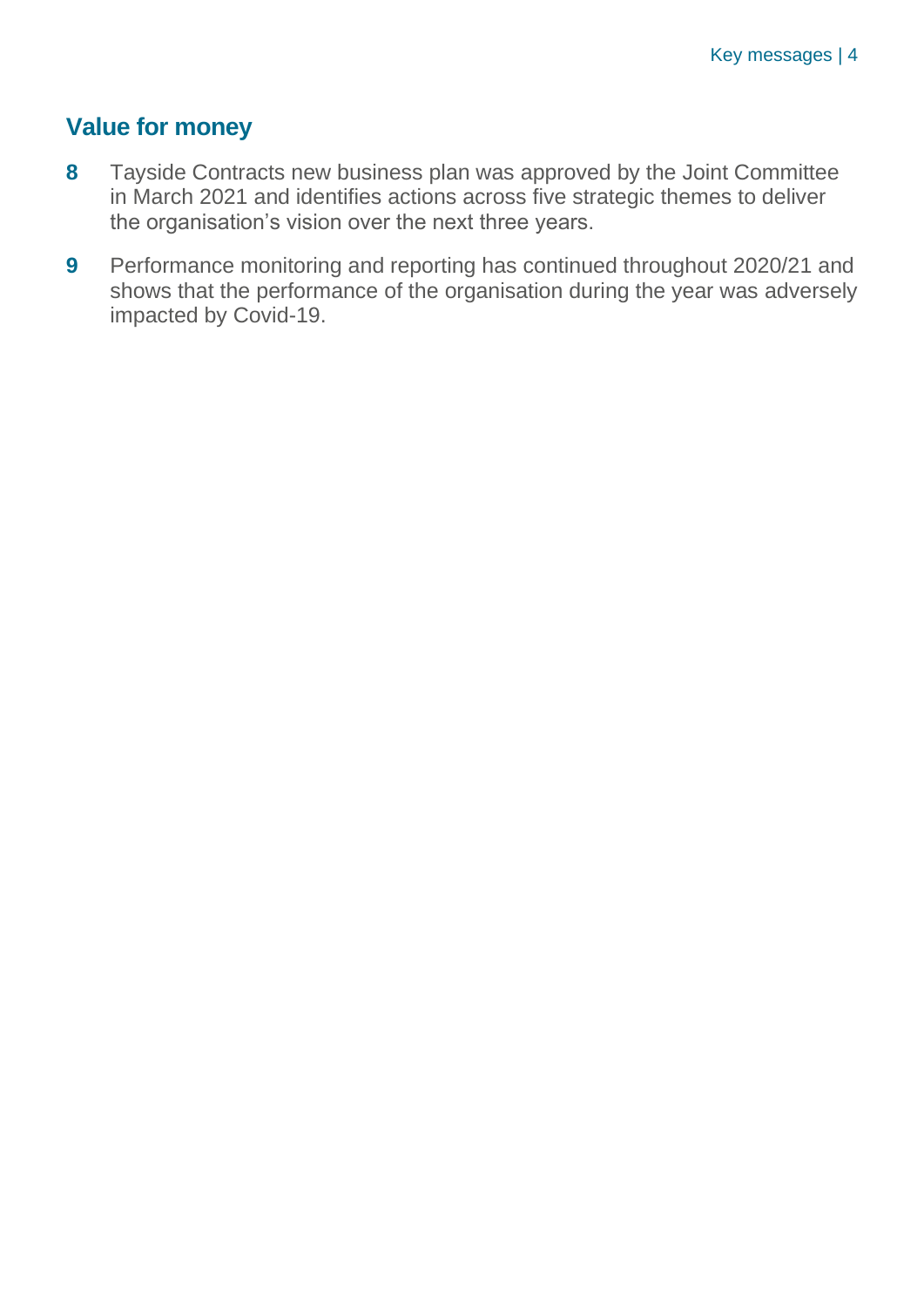## Value for money

**8** Tayside Contracts new business plan was approved by the Joint Committee in March 2021 and identifies actions across five strategic themes to deliver the organisation's vision over the next three years.

**9** Performance monitoring and reporting has continued throughout 2020/21 and shows that the performance of the organisation during the year was adversely impacted by Covid-19.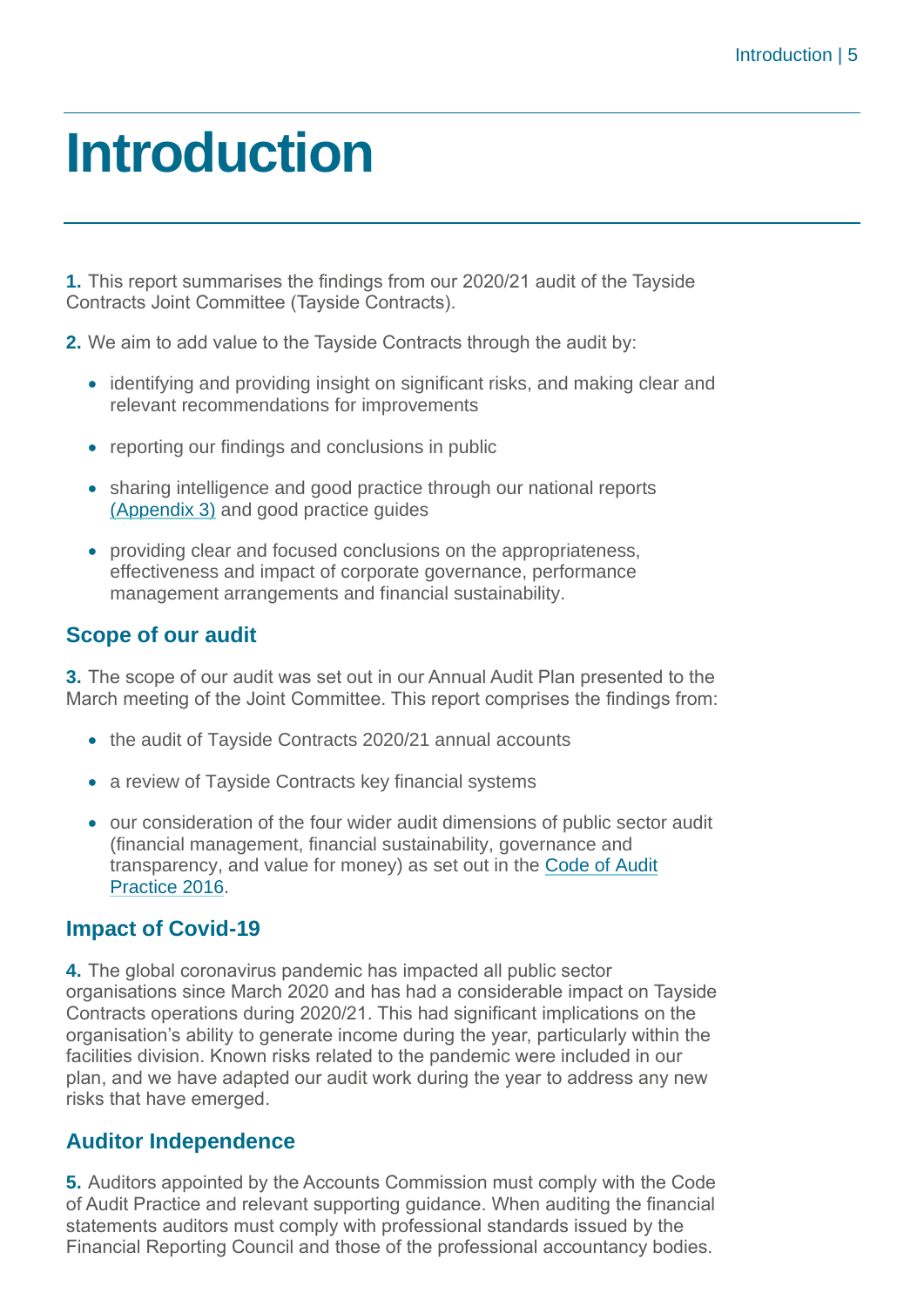# Introduction

**1.** This report summarises the findings from our 2020/21 audit of the Tayside Contracts Joint Committee (Tayside Contracts).

**2.** We aim to add value to the Tayside Contracts through the audit by:

- identifying and providing insight on significant risks, and making clear and relevant recommendations for improvements
- reporting our findings and conclusions in public
- sharing intelligence and good practice through our national reports (Appendix 3) and good practice guides
- providing clear and focused conclusions on the appropriateness, effectiveness and impact of corporate governance, performance management arrangements and financial sustainability.

## Scope of our audit

**3.** The scope of our audit was set out in our Annual Audit Plan presented to the March meeting of the Joint Committee. This report comprises the findings from:

- the audit of Tayside Contracts 2020/21 annual accounts
- a review of Tayside Contracts key financial systems
- our consideration of the four wider audit dimensions of public sector audit (financial management, financial sustainability, governance and transparency, and value for money) as set out in the Code of Audit Practice 2016.

## Impact of Covid-19

**4.** The global coronavirus pandemic has impacted all public sector organisations since March 2020 and has had a considerable impact on Tayside Contracts operations during 2020/21. This had significant implications on the organisation's ability to generate income during the year, particularly within the facilities division. Known risks related to the pandemic were included in our plan, and we have adapted our audit work during the year to address any new risks that have emerged.

## Auditor Independence

**5.** Auditors appointed by the Accounts Commission must comply with the Code of Audit Practice and relevant supporting guidance. When auditing the financial statements auditors must comply with professional standards issued by the Financial Reporting Council and those of the professional accountancy bodies.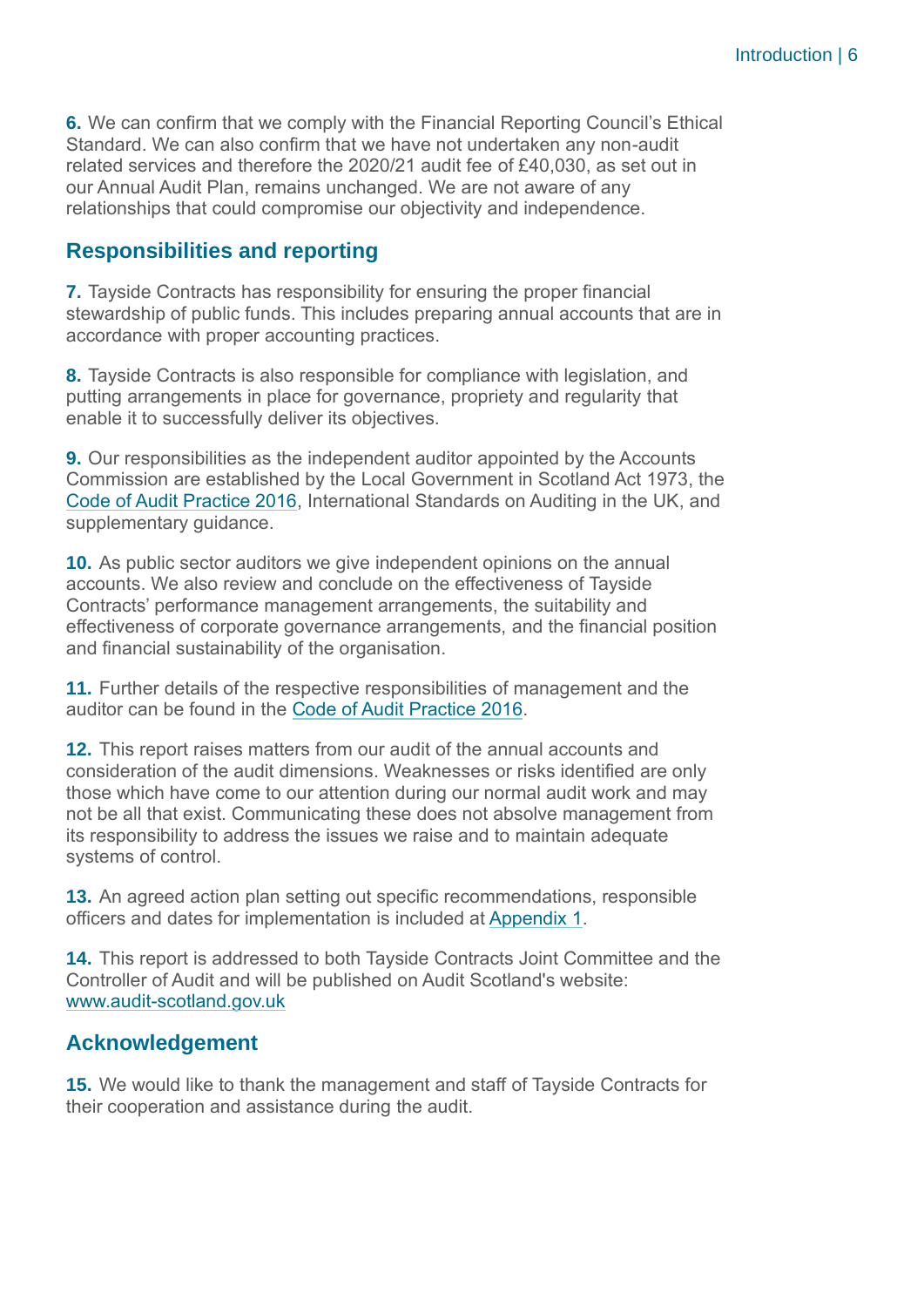**6.** We can confirm that we comply with the Financial Reporting Council's Ethical Standard. We can also confirm that we have not undertaken any non-audit related services and therefore the 2020/21 audit fee of £40,030, as set out in our Annual Audit Plan, remains unchanged. We are not aware of any relationships that could compromise our objectivity and independence.

## Responsibilities and reporting

**7.** Tayside Contracts has responsibility for ensuring the proper financial stewardship of public funds. This includes preparing annual accounts that are in accordance with proper accounting practices.

**8.** Tayside Contracts is also responsible for compliance with legislation, and putting arrangements in place for governance, propriety and regularity that enable it to successfully deliver its objectives.

**9.** Our responsibilities as the independent auditor appointed by the Accounts Commission are established by the Local Government in Scotland Act 1973, the Code of Audit Practice 2016, International Standards on Auditing in the UK, and supplementary guidance.

**10.** As public sector auditors we give independent opinions on the annual accounts. We also review and conclude on the effectiveness of Tayside Contracts' performance management arrangements, the suitability and effectiveness of corporate governance arrangements, and the financial position and financial sustainability of the organisation.

**11.** Further details of the respective responsibilities of management and the auditor can be found in the Code of Audit Practice 2016.

**12.** This report raises matters from our audit of the annual accounts and consideration of the audit dimensions. Weaknesses or risks identified are only those which have come to our attention during our normal audit work and may not be all that exist. Communicating these does not absolve management from its responsibility to address the issues we raise and to maintain adequate systems of control.

**13.** An agreed action plan setting out specific recommendations, responsible officers and dates for implementation is included at Appendix 1.

**14.** This report is addressed to both Tayside Contracts Joint Committee and the Controller of Audit and will be published on Audit Scotland's website: www.audit-scotland.gov.uk

## Acknowledgement

**15.** We would like to thank the management and staff of Tayside Contracts for their cooperation and assistance during the audit.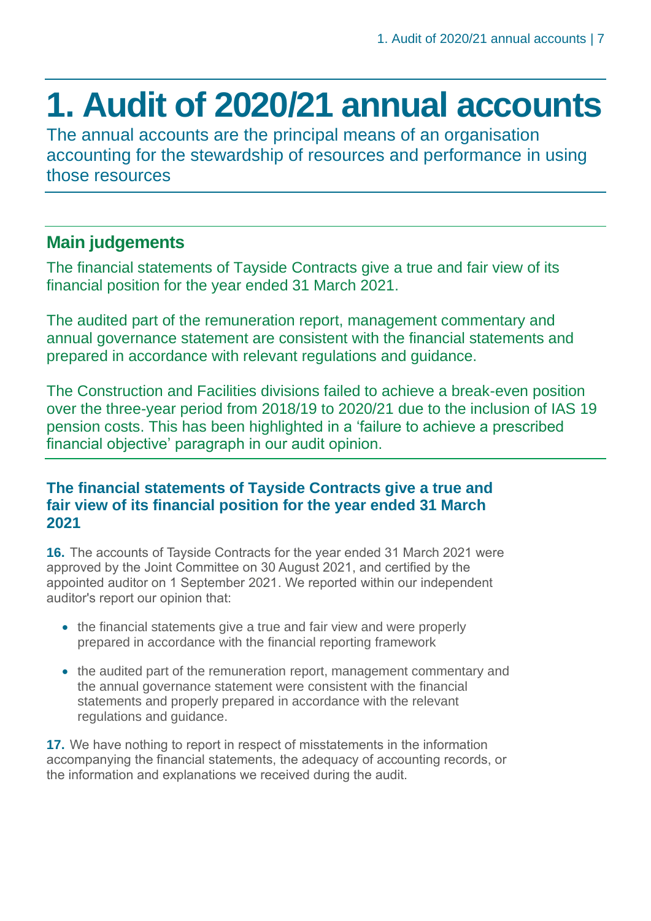# 1. Audit of 2020/21 annual accounts

The annual accounts are the principal means of an organisation accounting for the stewardship of resources and performance in using those resources

## Main judgements

The financial statements of Tayside Contracts give a true and fair view of its financial position for the year ended 31 March 2021.

The audited part of the remuneration report, management commentary and annual governance statement are consistent with the financial statements and prepared in accordance with relevant regulations and guidance.

The Construction and Facilities divisions failed to achieve a break-even position over the three-year period from 2018/19 to 2020/21 due to the inclusion of IAS 19 pension costs. This has been highlighted in a 'failure to achieve a prescribed financial objective' paragraph in our audit opinion.

### The financial statements of Tayside Contracts give a true and fair view of its financial position for the year ended 31 March 2021

**16.** The accounts of Tayside Contracts for the year ended 31 March 2021 were approved by the Joint Committee on 30 August 2021, and certified by the appointed auditor on 1 September 2021. We reported within our independent auditor's report our opinion that:

- the financial statements give a true and fair view and were properly prepared in accordance with the financial reporting framework
- the audited part of the remuneration report, management commentary and the annual governance statement were consistent with the financial statements and properly prepared in accordance with the relevant regulations and guidance.

**17.** We have nothing to report in respect of misstatements in the information accompanying the financial statements, the adequacy of accounting records, or the information and explanations we received during the audit.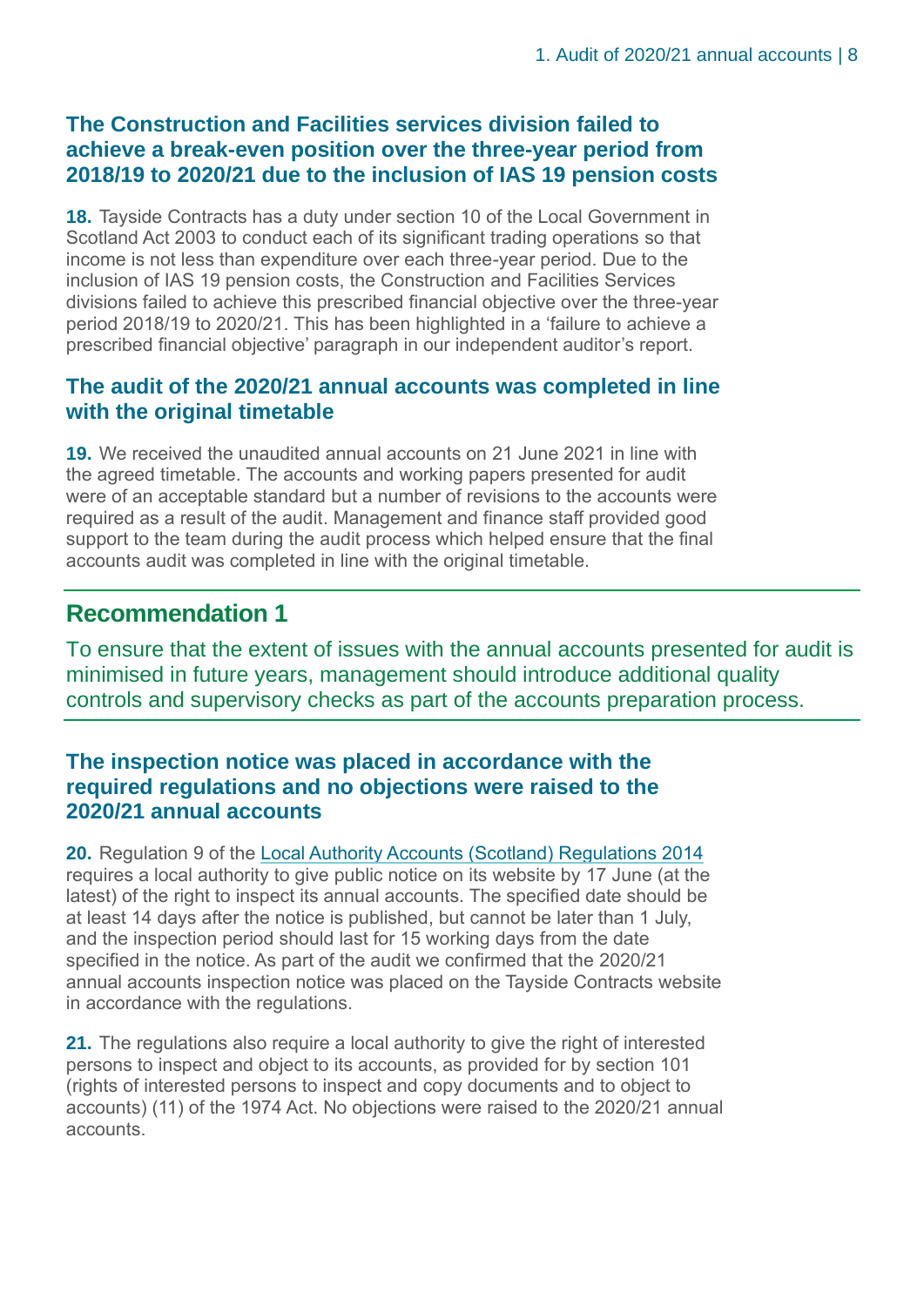### The Construction and Facilities services division failed to achieve a break-even position over the three-year period from 2018/19 to 2020/21 due to the inclusion of IAS 19 pension costs

**18.** Tayside Contracts has a duty under section 10 of the Local Government in Scotland Act 2003 to conduct each of its significant trading operations so that income is not less than expenditure over each three-year period. Due to the inclusion of IAS 19 pension costs, the Construction and Facilities Services divisions failed to achieve this prescribed financial objective over the three-year period 2018/19 to 2020/21. This has been highlighted in a 'failure to achieve a prescribed financial objective' paragraph in our independent auditor's report.

### The audit of the 2020/21 annual accounts was completed in line with the original timetable

**19.** We received the unaudited annual accounts on 21 June 2021 in line with the agreed timetable. The accounts and working papers presented for audit were of an acceptable standard but a number of revisions to the accounts were required as a result of the audit. Management and finance staff provided good support to the team during the audit process which helped ensure that the final accounts audit was completed in line with the original timetable.

## Recommendation 1

To ensure that the extent of issues with the annual accounts presented for audit is minimised in future years, management should introduce additional quality controls and supervisory checks as part of the accounts preparation process.

### The inspection notice was placed in accordance with the required regulations and no objections were raised to the 2020/21 annual accounts

**20.** Regulation 9 of the Local Authority Accounts (Scotland) Regulations 2014 requires a local authority to give public notice on its website by 17 June (at the latest) of the right to inspect its annual accounts. The specified date should be at least 14 days after the notice is published, but cannot be later than 1 July, and the inspection period should last for 15 working days from the date specified in the notice. As part of the audit we confirmed that the 2020/21 annual accounts inspection notice was placed on the Tayside Contracts website in accordance with the regulations.

**21.** The regulations also require a local authority to give the right of interested persons to inspect and object to its accounts, as provided for by section 101 (rights of interested persons to inspect and copy documents and to object to accounts) (11) of the 1974 Act. No objections were raised to the 2020/21 annual accounts.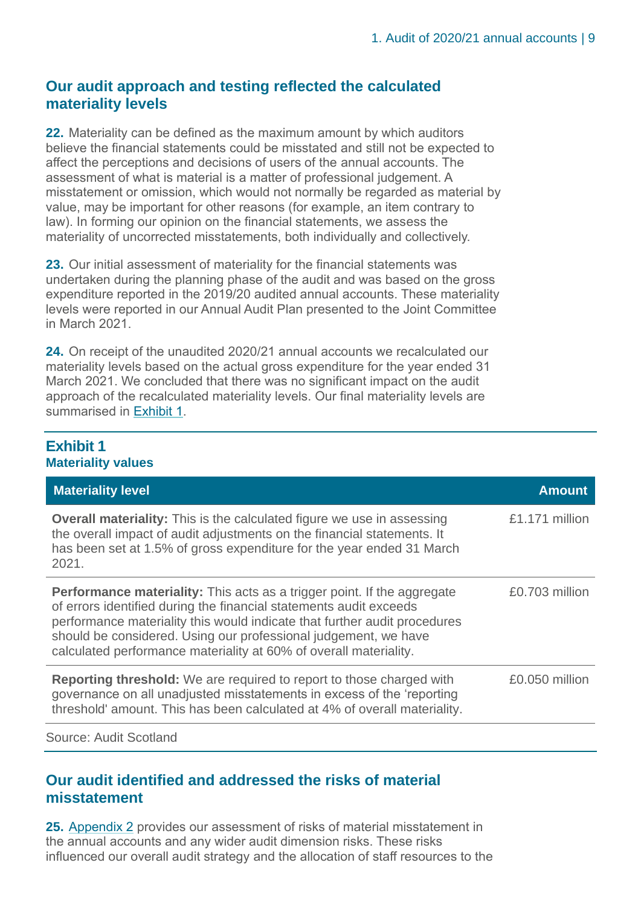## Our audit approach and testing reflected the calculated materiality levels

**22.** Materiality can be defined as the maximum amount by which auditors believe the financial statements could be misstated and still not be expected to affect the perceptions and decisions of users of the annual accounts. The assessment of what is material is a matter of professional judgement. A misstatement or omission, which would not normally be regarded as material by value, may be important for other reasons (for example, an item contrary to law). In forming our opinion on the financial statements, we assess the materiality of uncorrected misstatements, both individually and collectively.

**23.** Our initial assessment of materiality for the financial statements was undertaken during the planning phase of the audit and was based on the gross expenditure reported in the 2019/20 audited annual accounts. These materiality levels were reported in our Annual Audit Plan presented to the Joint Committee in March 2021.

**24.** On receipt of the unaudited 2020/21 annual accounts we recalculated our materiality levels based on the actual gross expenditure for the year ended 31 March 2021. We concluded that there was no significant impact on the audit approach of the recalculated materiality levels. Our final materiality levels are summarised in Exhibit 1.

**Exhibit 1**
**Materiality values**

| Materiality level | Amount |
|---|---|
| **Overall materiality:** This is the calculated figure we use in assessing the overall impact of audit adjustments on the financial statements. It has been set at 1.5% of gross expenditure for the year ended 31 March 2021. | £1.171 million |
| **Performance materiality:** This acts as a trigger point. If the aggregate of errors identified during the financial statements audit exceeds performance materiality this would indicate that further audit procedures should be considered. Using our professional judgement, we have calculated performance materiality at 60% of overall materiality. | £0.703 million |
| **Reporting threshold:** We are required to report to those charged with governance on all unadjusted misstatements in excess of the 'reporting threshold' amount. This has been calculated at 4% of overall materiality. | £0.050 million |

Source: Audit Scotland

## Our audit identified and addressed the risks of material misstatement

**25.** Appendix 2 provides our assessment of risks of material misstatement in the annual accounts and any wider audit dimension risks. These risks influenced our overall audit strategy and the allocation of staff resources to the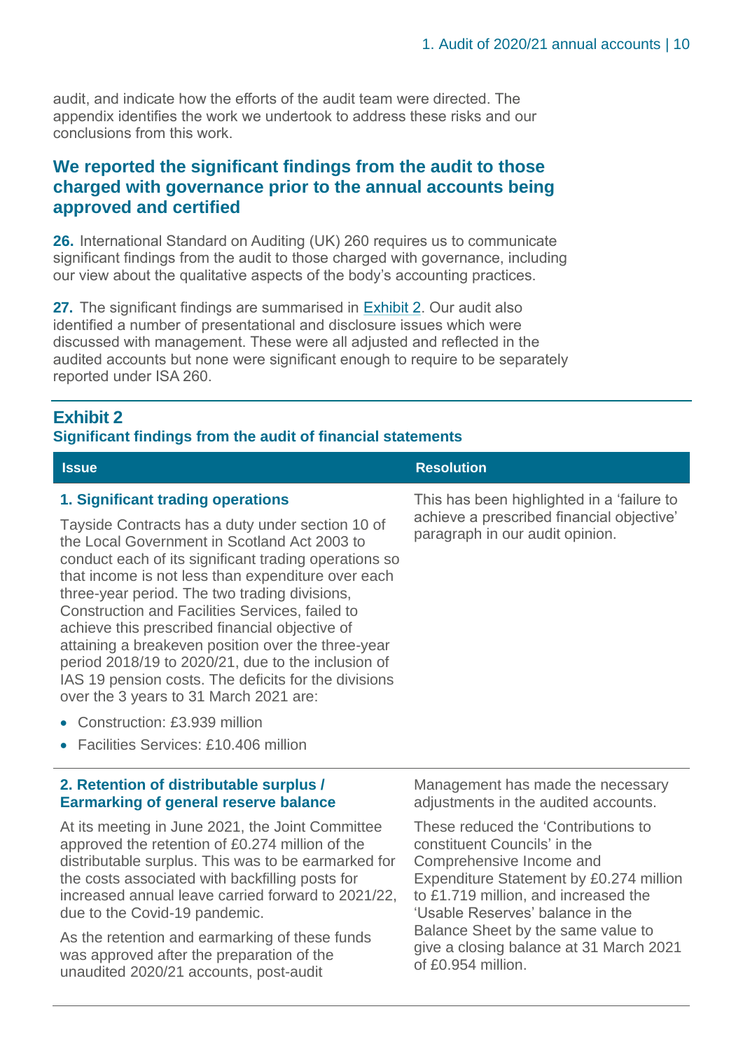audit, and indicate how the efforts of the audit team were directed. The appendix identifies the work we undertook to address these risks and our conclusions from this work.

## We reported the significant findings from the audit to those charged with governance prior to the annual accounts being approved and certified

**26.** International Standard on Auditing (UK) 260 requires us to communicate significant findings from the audit to those charged with governance, including our view about the qualitative aspects of the body's accounting practices.

**27.** The significant findings are summarised in Exhibit 2. Our audit also identified a number of presentational and disclosure issues which were discussed with management. These were all adjusted and reflected in the audited accounts but none were significant enough to require to be separately reported under ISA 260.

### Exhibit 2
**Significant findings from the audit of financial statements**

| Issue | Resolution |
|---|---|
| **1. Significant trading operations**<br><br>Tayside Contracts has a duty under section 10 of the Local Government in Scotland Act 2003 to conduct each of its significant trading operations so that income is not less than expenditure over each three-year period. The two trading divisions, Construction and Facilities Services, failed to achieve this prescribed financial objective of attaining a breakeven position over the three-year period 2018/19 to 2020/21, due to the inclusion of IAS 19 pension costs. The deficits for the divisions over the 3 years to 31 March 2021 are:<br><br>• Construction: £3.939 million<br>• Facilities Services: £10.406 million | This has been highlighted in a 'failure to achieve a prescribed financial objective' paragraph in our audit opinion. |
| **2. Retention of distributable surplus / Earmarking of general reserve balance**<br><br>At its meeting in June 2021, the Joint Committee approved the retention of £0.274 million of the distributable surplus. This was to be earmarked for the costs associated with backfilling posts for increased annual leave carried forward to 2021/22, due to the Covid-19 pandemic.<br><br>As the retention and earmarking of these funds was approved after the preparation of the unaudited 2020/21 accounts, post-audit | Management has made the necessary adjustments in the audited accounts.<br><br>These reduced the 'Contributions to constituent Councils' in the Comprehensive Income and Expenditure Statement by £0.274 million to £1.719 million, and increased the 'Usable Reserves' balance in the Balance Sheet by the same value to give a closing balance at 31 March 2021 of £0.954 million. |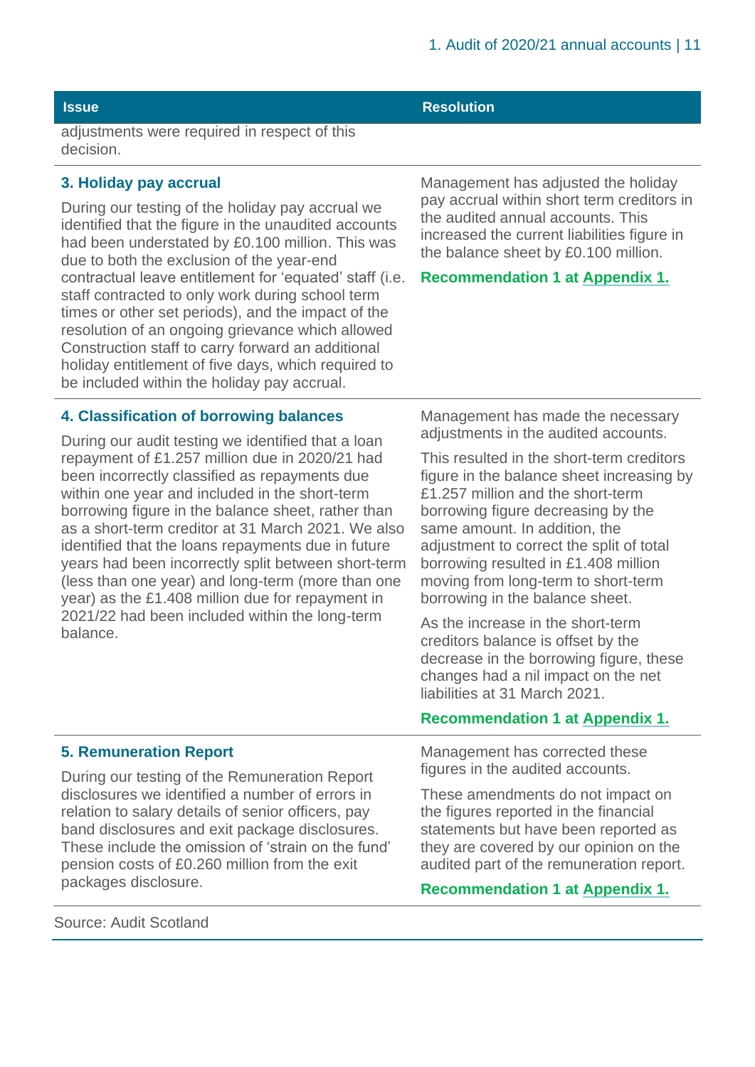| Issue | Resolution |
|---|---|
| adjustments were required in respect of this decision. | |
| **3. Holiday pay accrual**<br><br>During our testing of the holiday pay accrual we identified that the figure in the unaudited accounts had been understated by £0.100 million. This was due to both the exclusion of the year-end contractual leave entitlement for 'equated' staff (i.e. staff contracted to only work during school term times or other set periods), and the impact of the resolution of an ongoing grievance which allowed Construction staff to carry forward an additional holiday entitlement of five days, which required to be included within the holiday pay accrual. | Management has adjusted the holiday pay accrual within short term creditors in the audited annual accounts. This increased the current liabilities figure in the balance sheet by £0.100 million.<br><br>**Recommendation 1 at Appendix 1.** |
| **4. Classification of borrowing balances**<br><br>During our audit testing we identified that a loan repayment of £1.257 million due in 2020/21 had been incorrectly classified as repayments due within one year and included in the short-term borrowing figure in the balance sheet, rather than as a short-term creditor at 31 March 2021. We also identified that the loans repayments due in future years had been incorrectly split between short-term (less than one year) and long-term (more than one year) as the £1.408 million due for repayment in 2021/22 had been included within the long-term balance. | Management has made the necessary adjustments in the audited accounts.<br><br>This resulted in the short-term creditors figure in the balance sheet increasing by £1.257 million and the short-term borrowing figure decreasing by the same amount. In addition, the adjustment to correct the split of total borrowing resulted in £1.408 million moving from long-term to short-term borrowing in the balance sheet.<br><br>As the increase in the short-term creditors balance is offset by the decrease in the borrowing figure, these changes had a nil impact on the net liabilities at 31 March 2021.<br><br>**Recommendation 1 at Appendix 1.** |
| **5. Remuneration Report**<br><br>During our testing of the Remuneration Report disclosures we identified a number of errors in relation to salary details of senior officers, pay band disclosures and exit package disclosures. These include the omission of 'strain on the fund' pension costs of £0.260 million from the exit packages disclosure. | Management has corrected these figures in the audited accounts.<br><br>These amendments do not impact on the figures reported in the financial statements but have been reported as they are covered by our opinion on the audited part of the remuneration report.<br><br>**Recommendation 1 at Appendix 1.** |

Source: Audit Scotland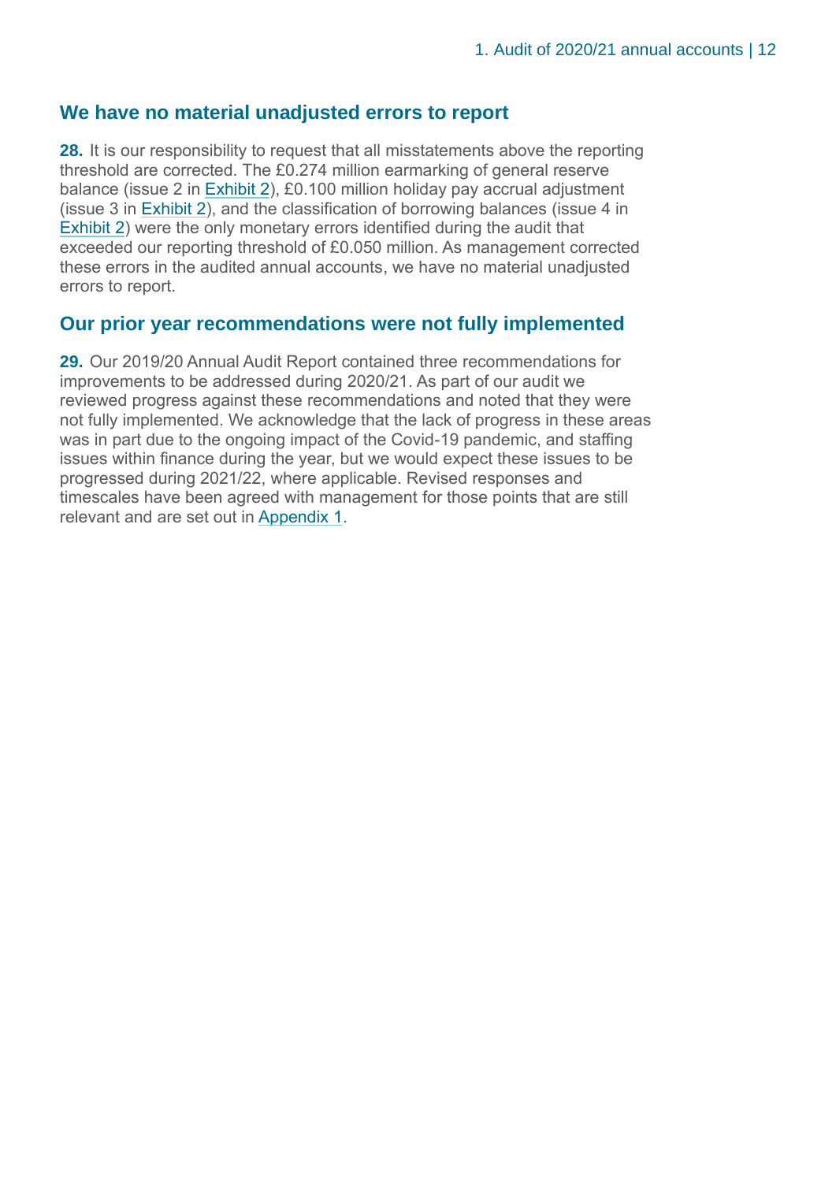## We have no material unadjusted errors to report

**28.** It is our responsibility to request that all misstatements above the reporting threshold are corrected. The £0.274 million earmarking of general reserve balance (issue 2 in Exhibit 2), £0.100 million holiday pay accrual adjustment (issue 3 in Exhibit 2), and the classification of borrowing balances (issue 4 in Exhibit 2) were the only monetary errors identified during the audit that exceeded our reporting threshold of £0.050 million. As management corrected these errors in the audited annual accounts, we have no material unadjusted errors to report.

## Our prior year recommendations were not fully implemented

**29.** Our 2019/20 Annual Audit Report contained three recommendations for improvements to be addressed during 2020/21. As part of our audit we reviewed progress against these recommendations and noted that they were not fully implemented. We acknowledge that the lack of progress in these areas was in part due to the ongoing impact of the Covid-19 pandemic, and staffing issues within finance during the year, but we would expect these issues to be progressed during 2021/22, where applicable. Revised responses and timescales have been agreed with management for those points that are still relevant and are set out in Appendix 1.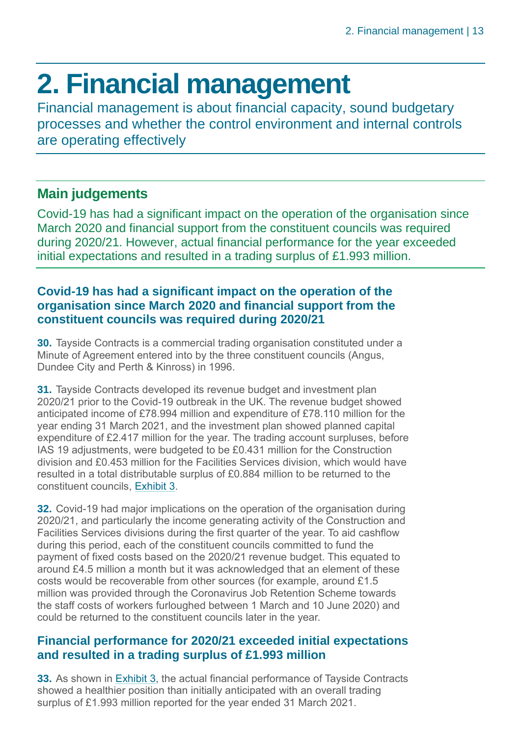# 2. Financial management

Financial management is about financial capacity, sound budgetary processes and whether the control environment and internal controls are operating effectively

## Main judgements

Covid-19 has had a significant impact on the operation of the organisation since March 2020 and financial support from the constituent councils was required during 2020/21. However, actual financial performance for the year exceeded initial expectations and resulted in a trading surplus of £1.993 million.

### Covid-19 has had a significant impact on the operation of the organisation since March 2020 and financial support from the constituent councils was required during 2020/21

**30.** Tayside Contracts is a commercial trading organisation constituted under a Minute of Agreement entered into by the three constituent councils (Angus, Dundee City and Perth & Kinross) in 1996.

**31.** Tayside Contracts developed its revenue budget and investment plan 2020/21 prior to the Covid-19 outbreak in the UK. The revenue budget showed anticipated income of £78.994 million and expenditure of £78.110 million for the year ending 31 March 2021, and the investment plan showed planned capital expenditure of £2.417 million for the year. The trading account surpluses, before IAS 19 adjustments, were budgeted to be £0.431 million for the Construction division and £0.453 million for the Facilities Services division, which would have resulted in a total distributable surplus of £0.884 million to be returned to the constituent councils, Exhibit 3.

**32.** Covid-19 had major implications on the operation of the organisation during 2020/21, and particularly the income generating activity of the Construction and Facilities Services divisions during the first quarter of the year. To aid cashflow during this period, each of the constituent councils committed to fund the payment of fixed costs based on the 2020/21 revenue budget. This equated to around £4.5 million a month but it was acknowledged that an element of these costs would be recoverable from other sources (for example, around £1.5 million was provided through the Coronavirus Job Retention Scheme towards the staff costs of workers furloughed between 1 March and 10 June 2020) and could be returned to the constituent councils later in the year.

### Financial performance for 2020/21 exceeded initial expectations and resulted in a trading surplus of £1.993 million

**33.** As shown in Exhibit 3, the actual financial performance of Tayside Contracts showed a healthier position than initially anticipated with an overall trading surplus of £1.993 million reported for the year ended 31 March 2021.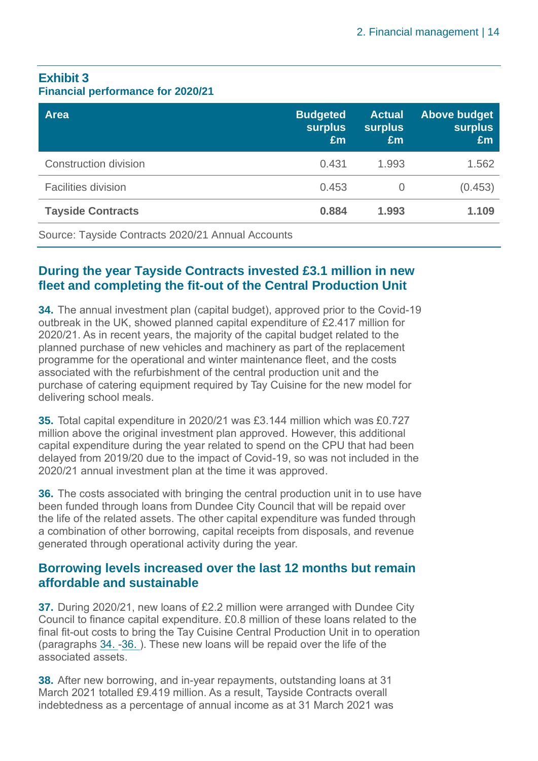**Exhibit 3**
**Financial performance for 2020/21**

| Area | Budgeted surplus £m | Actual surplus £m | Above budget surplus £m |
|---|---|---|---|
| Construction division | 0.431 | 1.993 | 1.562 |
| Facilities division | 0.453 | 0 | (0.453) |
| **Tayside Contracts** | **0.884** | **1.993** | **1.109** |

Source: Tayside Contracts 2020/21 Annual Accounts

## During the year Tayside Contracts invested £3.1 million in new fleet and completing the fit-out of the Central Production Unit

**34.** The annual investment plan (capital budget), approved prior to the Covid-19 outbreak in the UK, showed planned capital expenditure of £2.417 million for 2020/21. As in recent years, the majority of the capital budget related to the planned purchase of new vehicles and machinery as part of the replacement programme for the operational and winter maintenance fleet, and the costs associated with the refurbishment of the central production unit and the purchase of catering equipment required by Tay Cuisine for the new model for delivering school meals.

**35.** Total capital expenditure in 2020/21 was £3.144 million which was £0.727 million above the original investment plan approved. However, this additional capital expenditure during the year related to spend on the CPU that had been delayed from 2019/20 due to the impact of Covid-19, so was not included in the 2020/21 annual investment plan at the time it was approved.

**36.** The costs associated with bringing the central production unit in to use have been funded through loans from Dundee City Council that will be repaid over the life of the related assets. The other capital expenditure was funded through a combination of other borrowing, capital receipts from disposals, and revenue generated through operational activity during the year.

## Borrowing levels increased over the last 12 months but remain affordable and sustainable

**37.** During 2020/21, new loans of £2.2 million were arranged with Dundee City Council to finance capital expenditure. £0.8 million of these loans related to the final fit-out costs to bring the Tay Cuisine Central Production Unit in to operation (paragraphs 34. -36. ). These new loans will be repaid over the life of the associated assets.

**38.** After new borrowing, and in-year repayments, outstanding loans at 31 March 2021 totalled £9.419 million. As a result, Tayside Contracts overall indebtedness as a percentage of annual income as at 31 March 2021 was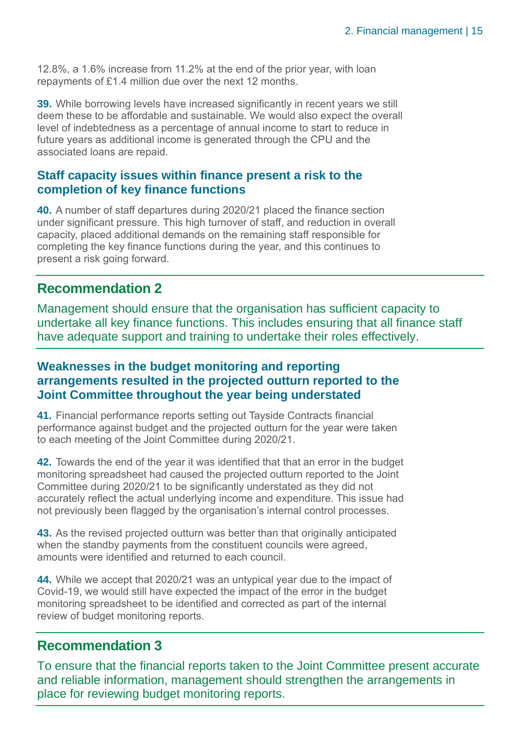12.8%, a 1.6% increase from 11.2% at the end of the prior year, with loan repayments of £1.4 million due over the next 12 months.

**39.** While borrowing levels have increased significantly in recent years we still deem these to be affordable and sustainable. We would also expect the overall level of indebtedness as a percentage of annual income to start to reduce in future years as additional income is generated through the CPU and the associated loans are repaid.

### Staff capacity issues within finance present a risk to the completion of key finance functions

**40.** A number of staff departures during 2020/21 placed the finance section under significant pressure. This high turnover of staff, and reduction in overall capacity, placed additional demands on the remaining staff responsible for completing the key finance functions during the year, and this continues to present a risk going forward.

## Recommendation 2

Management should ensure that the organisation has sufficient capacity to undertake all key finance functions. This includes ensuring that all finance staff have adequate support and training to undertake their roles effectively.

### Weaknesses in the budget monitoring and reporting arrangements resulted in the projected outturn reported to the Joint Committee throughout the year being understated

**41.** Financial performance reports setting out Tayside Contracts financial performance against budget and the projected outturn for the year were taken to each meeting of the Joint Committee during 2020/21.

**42.** Towards the end of the year it was identified that that an error in the budget monitoring spreadsheet had caused the projected outturn reported to the Joint Committee during 2020/21 to be significantly understated as they did not accurately reflect the actual underlying income and expenditure. This issue had not previously been flagged by the organisation's internal control processes.

**43.** As the revised projected outturn was better than that originally anticipated when the standby payments from the constituent councils were agreed, amounts were identified and returned to each council.

**44.** While we accept that 2020/21 was an untypical year due to the impact of Covid-19, we would still have expected the impact of the error in the budget monitoring spreadsheet to be identified and corrected as part of the internal review of budget monitoring reports.

## Recommendation 3

To ensure that the financial reports taken to the Joint Committee present accurate and reliable information, management should strengthen the arrangements in place for reviewing budget monitoring reports.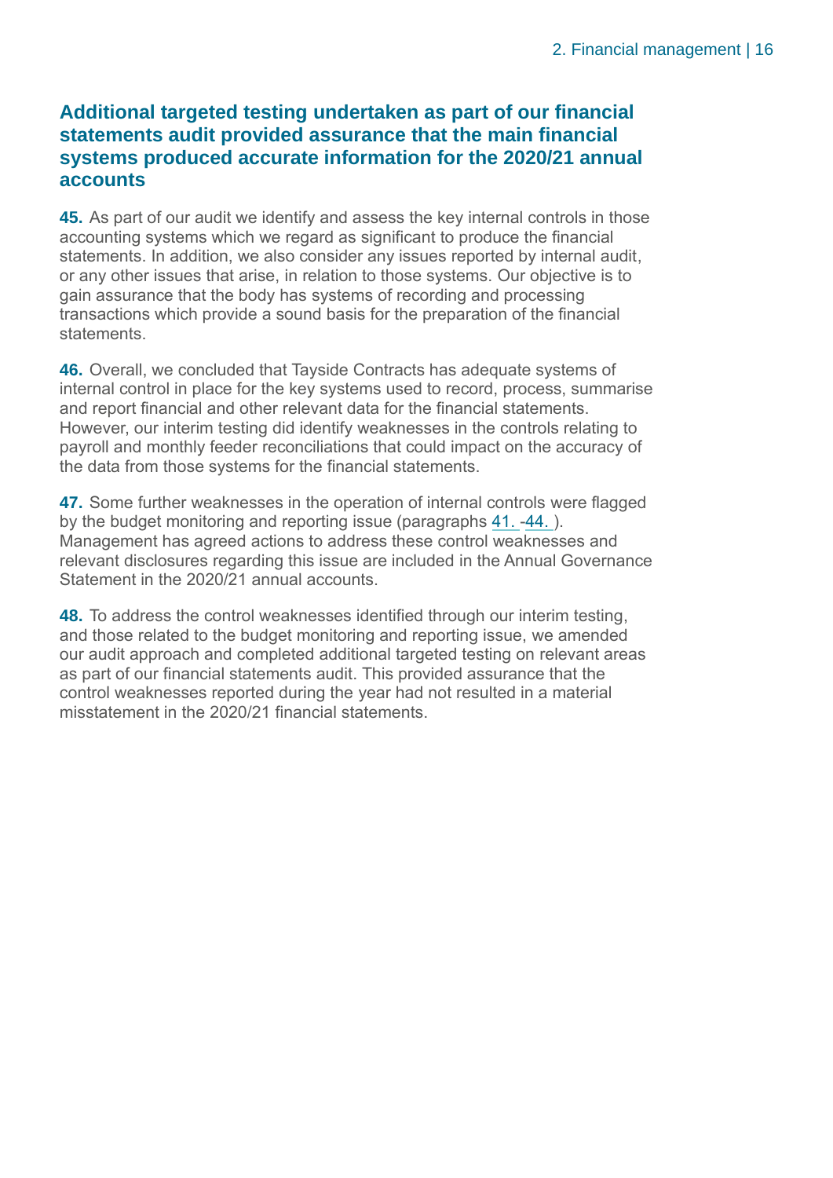### Additional targeted testing undertaken as part of our financial statements audit provided assurance that the main financial systems produced accurate information for the 2020/21 annual accounts

**45.** As part of our audit we identify and assess the key internal controls in those accounting systems which we regard as significant to produce the financial statements. In addition, we also consider any issues reported by internal audit, or any other issues that arise, in relation to those systems. Our objective is to gain assurance that the body has systems of recording and processing transactions which provide a sound basis for the preparation of the financial statements.

**46.** Overall, we concluded that Tayside Contracts has adequate systems of internal control in place for the key systems used to record, process, summarise and report financial and other relevant data for the financial statements. However, our interim testing did identify weaknesses in the controls relating to payroll and monthly feeder reconciliations that could impact on the accuracy of the data from those systems for the financial statements.

**47.** Some further weaknesses in the operation of internal controls were flagged by the budget monitoring and reporting issue (paragraphs 41. -44. ). Management has agreed actions to address these control weaknesses and relevant disclosures regarding this issue are included in the Annual Governance Statement in the 2020/21 annual accounts.

**48.** To address the control weaknesses identified through our interim testing, and those related to the budget monitoring and reporting issue, we amended our audit approach and completed additional targeted testing on relevant areas as part of our financial statements audit. This provided assurance that the control weaknesses reported during the year had not resulted in a material misstatement in the 2020/21 financial statements.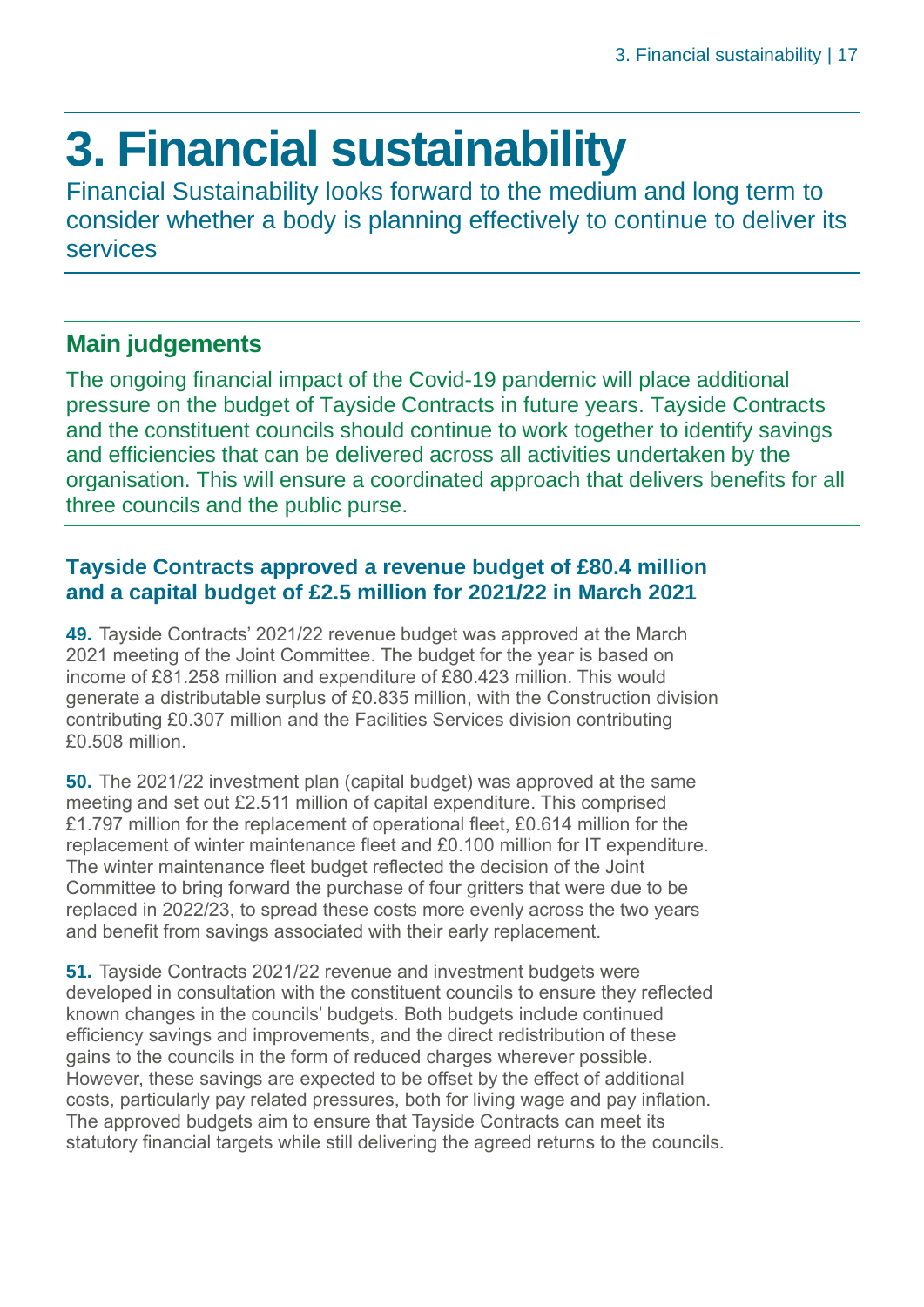# 3. Financial sustainability

Financial Sustainability looks forward to the medium and long term to consider whether a body is planning effectively to continue to deliver its services

## Main judgements

The ongoing financial impact of the Covid-19 pandemic will place additional pressure on the budget of Tayside Contracts in future years. Tayside Contracts and the constituent councils should continue to work together to identify savings and efficiencies that can be delivered across all activities undertaken by the organisation. This will ensure a coordinated approach that delivers benefits for all three councils and the public purse.

### Tayside Contracts approved a revenue budget of £80.4 million and a capital budget of £2.5 million for 2021/22 in March 2021

**49.** Tayside Contracts' 2021/22 revenue budget was approved at the March 2021 meeting of the Joint Committee. The budget for the year is based on income of £81.258 million and expenditure of £80.423 million. This would generate a distributable surplus of £0.835 million, with the Construction division contributing £0.307 million and the Facilities Services division contributing £0.508 million.

**50.** The 2021/22 investment plan (capital budget) was approved at the same meeting and set out £2.511 million of capital expenditure. This comprised £1.797 million for the replacement of operational fleet, £0.614 million for the replacement of winter maintenance fleet and £0.100 million for IT expenditure. The winter maintenance fleet budget reflected the decision of the Joint Committee to bring forward the purchase of four gritters that were due to be replaced in 2022/23, to spread these costs more evenly across the two years and benefit from savings associated with their early replacement.

**51.** Tayside Contracts 2021/22 revenue and investment budgets were developed in consultation with the constituent councils to ensure they reflected known changes in the councils' budgets. Both budgets include continued efficiency savings and improvements, and the direct redistribution of these gains to the councils in the form of reduced charges wherever possible. However, these savings are expected to be offset by the effect of additional costs, particularly pay related pressures, both for living wage and pay inflation. The approved budgets aim to ensure that Tayside Contracts can meet its statutory financial targets while still delivering the agreed returns to the councils.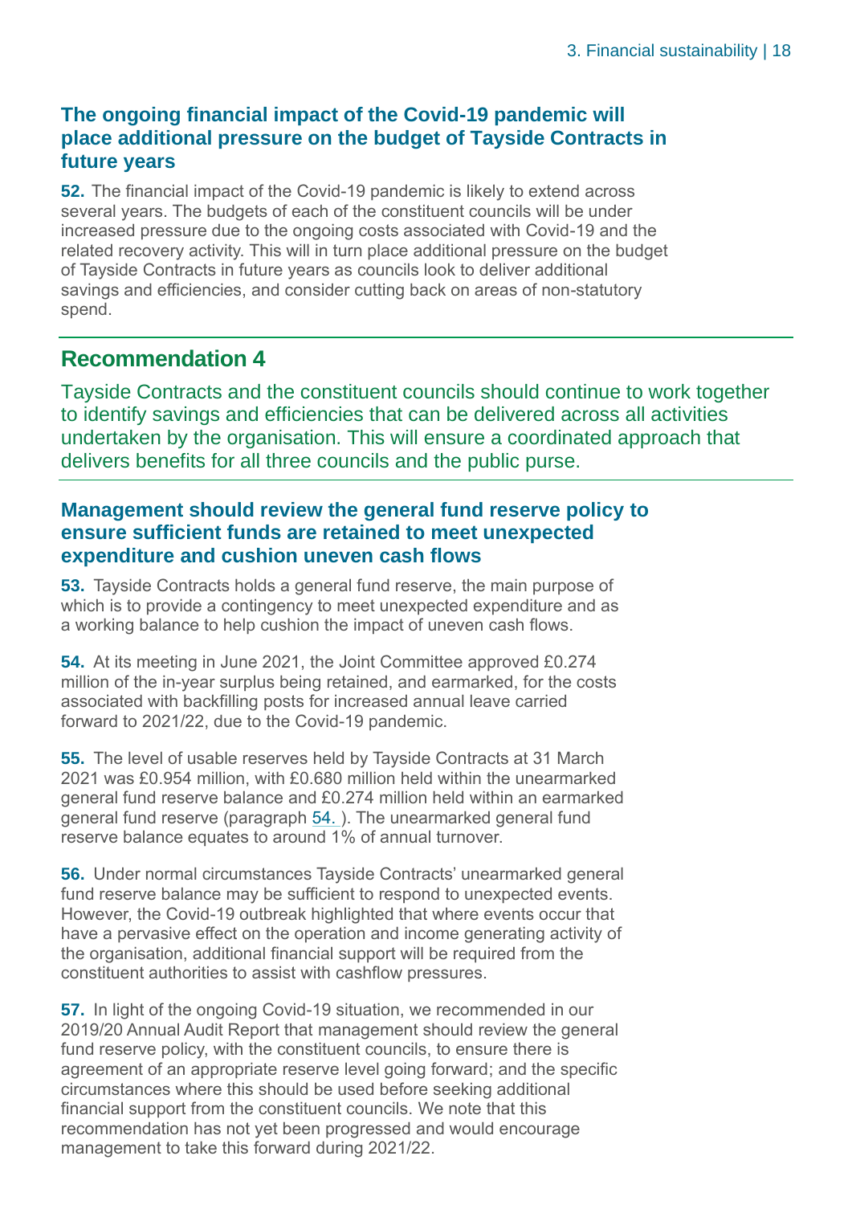### The ongoing financial impact of the Covid-19 pandemic will place additional pressure on the budget of Tayside Contracts in future years

**52.** The financial impact of the Covid-19 pandemic is likely to extend across several years. The budgets of each of the constituent councils will be under increased pressure due to the ongoing costs associated with Covid-19 and the related recovery activity. This will in turn place additional pressure on the budget of Tayside Contracts in future years as councils look to deliver additional savings and efficiencies, and consider cutting back on areas of non-statutory spend.

## Recommendation 4

Tayside Contracts and the constituent councils should continue to work together to identify savings and efficiencies that can be delivered across all activities undertaken by the organisation. This will ensure a coordinated approach that delivers benefits for all three councils and the public purse.

### Management should review the general fund reserve policy to ensure sufficient funds are retained to meet unexpected expenditure and cushion uneven cash flows

**53.** Tayside Contracts holds a general fund reserve, the main purpose of which is to provide a contingency to meet unexpected expenditure and as a working balance to help cushion the impact of uneven cash flows.

**54.** At its meeting in June 2021, the Joint Committee approved £0.274 million of the in-year surplus being retained, and earmarked, for the costs associated with backfilling posts for increased annual leave carried forward to 2021/22, due to the Covid-19 pandemic.

**55.** The level of usable reserves held by Tayside Contracts at 31 March 2021 was £0.954 million, with £0.680 million held within the unearmarked general fund reserve balance and £0.274 million held within an earmarked general fund reserve (paragraph 54. ). The unearmarked general fund reserve balance equates to around 1% of annual turnover.

**56.** Under normal circumstances Tayside Contracts' unearmarked general fund reserve balance may be sufficient to respond to unexpected events. However, the Covid-19 outbreak highlighted that where events occur that have a pervasive effect on the operation and income generating activity of the organisation, additional financial support will be required from the constituent authorities to assist with cashflow pressures.

**57.** In light of the ongoing Covid-19 situation, we recommended in our 2019/20 Annual Audit Report that management should review the general fund reserve policy, with the constituent councils, to ensure there is agreement of an appropriate reserve level going forward; and the specific circumstances where this should be used before seeking additional financial support from the constituent councils. We note that this recommendation has not yet been progressed and would encourage management to take this forward during 2021/22.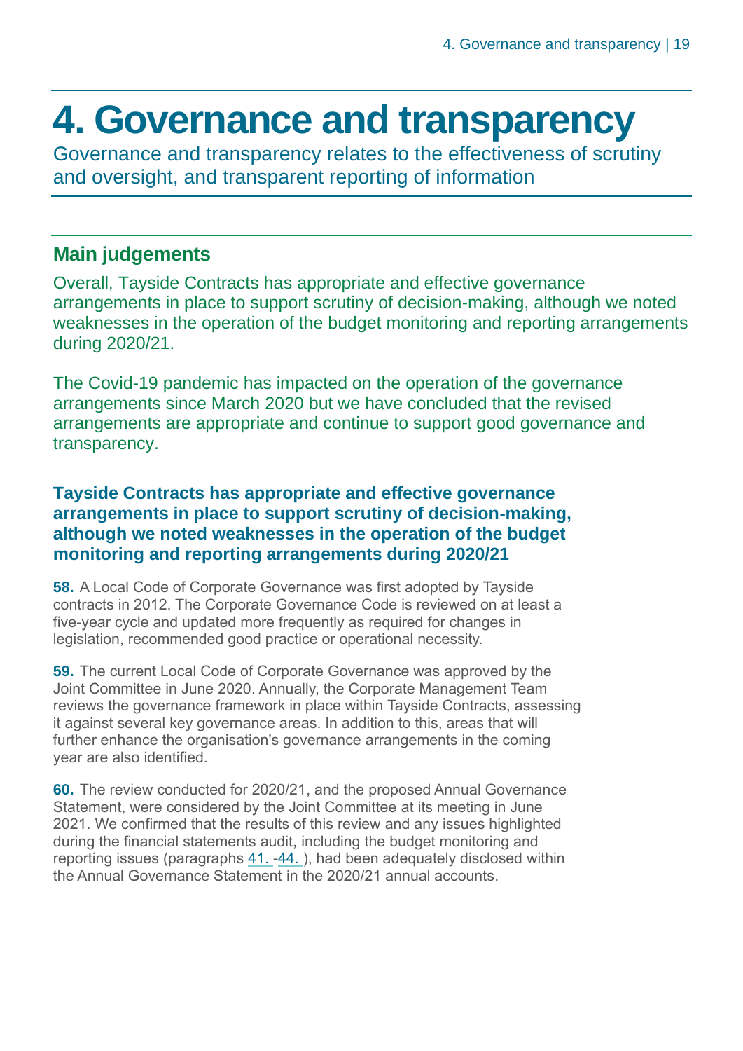# 4. Governance and transparency

Governance and transparency relates to the effectiveness of scrutiny and oversight, and transparent reporting of information

## Main judgements

Overall, Tayside Contracts has appropriate and effective governance arrangements in place to support scrutiny of decision-making, although we noted weaknesses in the operation of the budget monitoring and reporting arrangements during 2020/21.

The Covid-19 pandemic has impacted on the operation of the governance arrangements since March 2020 but we have concluded that the revised arrangements are appropriate and continue to support good governance and transparency.

### Tayside Contracts has appropriate and effective governance arrangements in place to support scrutiny of decision-making, although we noted weaknesses in the operation of the budget monitoring and reporting arrangements during 2020/21

**58.** A Local Code of Corporate Governance was first adopted by Tayside contracts in 2012. The Corporate Governance Code is reviewed on at least a five-year cycle and updated more frequently as required for changes in legislation, recommended good practice or operational necessity.

**59.** The current Local Code of Corporate Governance was approved by the Joint Committee in June 2020. Annually, the Corporate Management Team reviews the governance framework in place within Tayside Contracts, assessing it against several key governance areas. In addition to this, areas that will further enhance the organisation's governance arrangements in the coming year are also identified.

**60.** The review conducted for 2020/21, and the proposed Annual Governance Statement, were considered by the Joint Committee at its meeting in June 2021. We confirmed that the results of this review and any issues highlighted during the financial statements audit, including the budget monitoring and reporting issues (paragraphs 41. -44. ), had been adequately disclosed within the Annual Governance Statement in the 2020/21 annual accounts.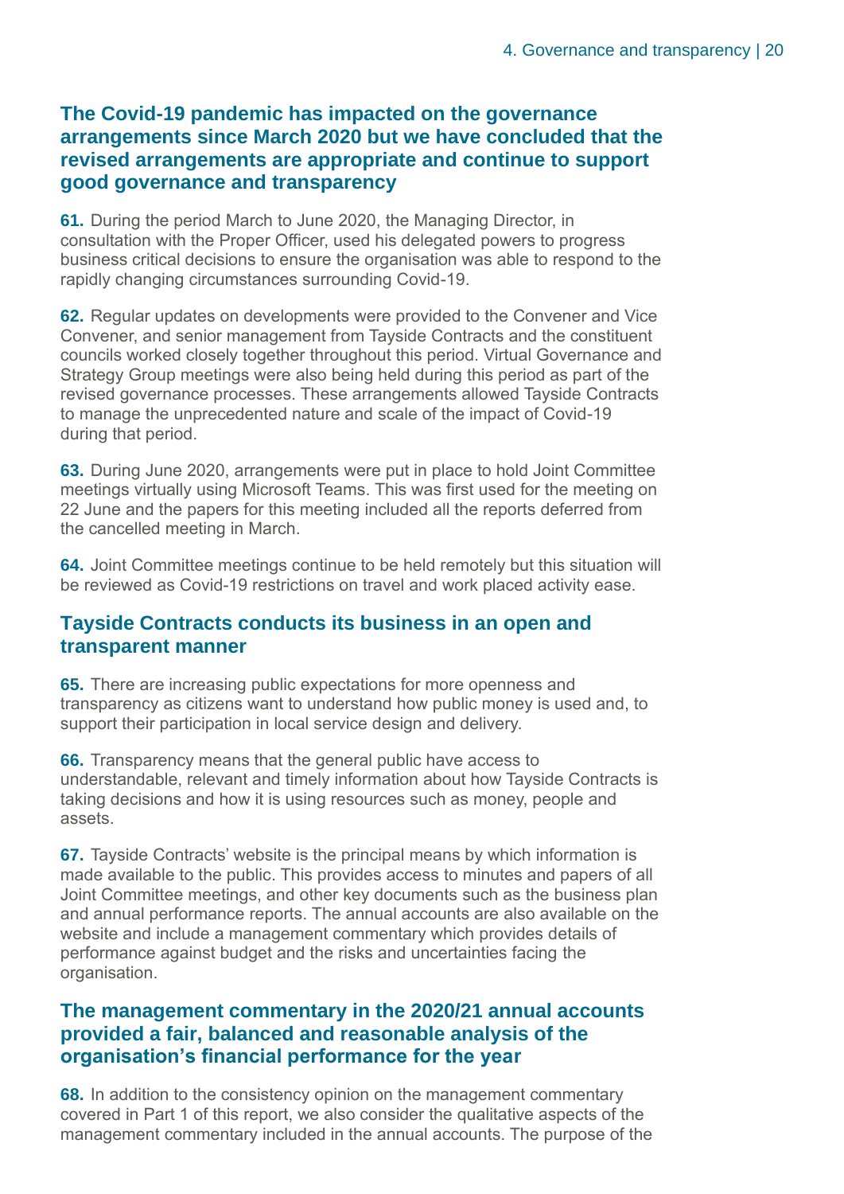### The Covid-19 pandemic has impacted on the governance arrangements since March 2020 but we have concluded that the revised arrangements are appropriate and continue to support good governance and transparency

**61.** During the period March to June 2020, the Managing Director, in consultation with the Proper Officer, used his delegated powers to progress business critical decisions to ensure the organisation was able to respond to the rapidly changing circumstances surrounding Covid-19.

**62.** Regular updates on developments were provided to the Convener and Vice Convener, and senior management from Tayside Contracts and the constituent councils worked closely together throughout this period. Virtual Governance and Strategy Group meetings were also being held during this period as part of the revised governance processes. These arrangements allowed Tayside Contracts to manage the unprecedented nature and scale of the impact of Covid-19 during that period.

**63.** During June 2020, arrangements were put in place to hold Joint Committee meetings virtually using Microsoft Teams. This was first used for the meeting on 22 June and the papers for this meeting included all the reports deferred from the cancelled meeting in March.

**64.** Joint Committee meetings continue to be held remotely but this situation will be reviewed as Covid-19 restrictions on travel and work placed activity ease.

### Tayside Contracts conducts its business in an open and transparent manner

**65.** There are increasing public expectations for more openness and transparency as citizens want to understand how public money is used and, to support their participation in local service design and delivery.

**66.** Transparency means that the general public have access to understandable, relevant and timely information about how Tayside Contracts is taking decisions and how it is using resources such as money, people and assets.

**67.** Tayside Contracts' website is the principal means by which information is made available to the public. This provides access to minutes and papers of all Joint Committee meetings, and other key documents such as the business plan and annual performance reports. The annual accounts are also available on the website and include a management commentary which provides details of performance against budget and the risks and uncertainties facing the organisation.

### The management commentary in the 2020/21 annual accounts provided a fair, balanced and reasonable analysis of the organisation's financial performance for the year

**68.** In addition to the consistency opinion on the management commentary covered in Part 1 of this report, we also consider the qualitative aspects of the management commentary included in the annual accounts. The purpose of the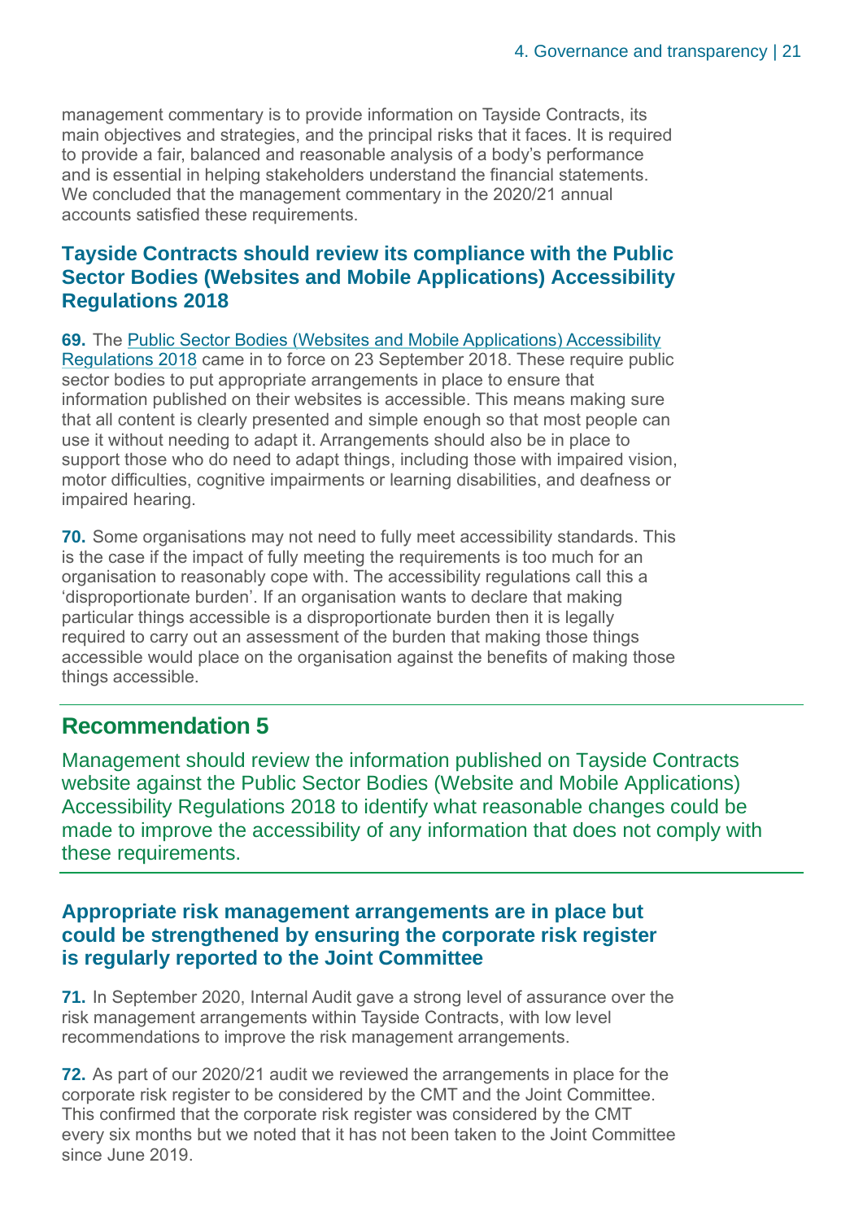management commentary is to provide information on Tayside Contracts, its main objectives and strategies, and the principal risks that it faces. It is required to provide a fair, balanced and reasonable analysis of a body's performance and is essential in helping stakeholders understand the financial statements. We concluded that the management commentary in the 2020/21 annual accounts satisfied these requirements.

### Tayside Contracts should review its compliance with the Public Sector Bodies (Websites and Mobile Applications) Accessibility Regulations 2018

**69.** The Public Sector Bodies (Websites and Mobile Applications) Accessibility Regulations 2018 came in to force on 23 September 2018. These require public sector bodies to put appropriate arrangements in place to ensure that information published on their websites is accessible. This means making sure that all content is clearly presented and simple enough so that most people can use it without needing to adapt it. Arrangements should also be in place to support those who do need to adapt things, including those with impaired vision, motor difficulties, cognitive impairments or learning disabilities, and deafness or impaired hearing.

**70.** Some organisations may not need to fully meet accessibility standards. This is the case if the impact of fully meeting the requirements is too much for an organisation to reasonably cope with. The accessibility regulations call this a 'disproportionate burden'. If an organisation wants to declare that making particular things accessible is a disproportionate burden then it is legally required to carry out an assessment of the burden that making those things accessible would place on the organisation against the benefits of making those things accessible.

## Recommendation 5

Management should review the information published on Tayside Contracts website against the Public Sector Bodies (Website and Mobile Applications) Accessibility Regulations 2018 to identify what reasonable changes could be made to improve the accessibility of any information that does not comply with these requirements.

### Appropriate risk management arrangements are in place but could be strengthened by ensuring the corporate risk register is regularly reported to the Joint Committee

**71.** In September 2020, Internal Audit gave a strong level of assurance over the risk management arrangements within Tayside Contracts, with low level recommendations to improve the risk management arrangements.

**72.** As part of our 2020/21 audit we reviewed the arrangements in place for the corporate risk register to be considered by the CMT and the Joint Committee. This confirmed that the corporate risk register was considered by the CMT every six months but we noted that it has not been taken to the Joint Committee since June 2019.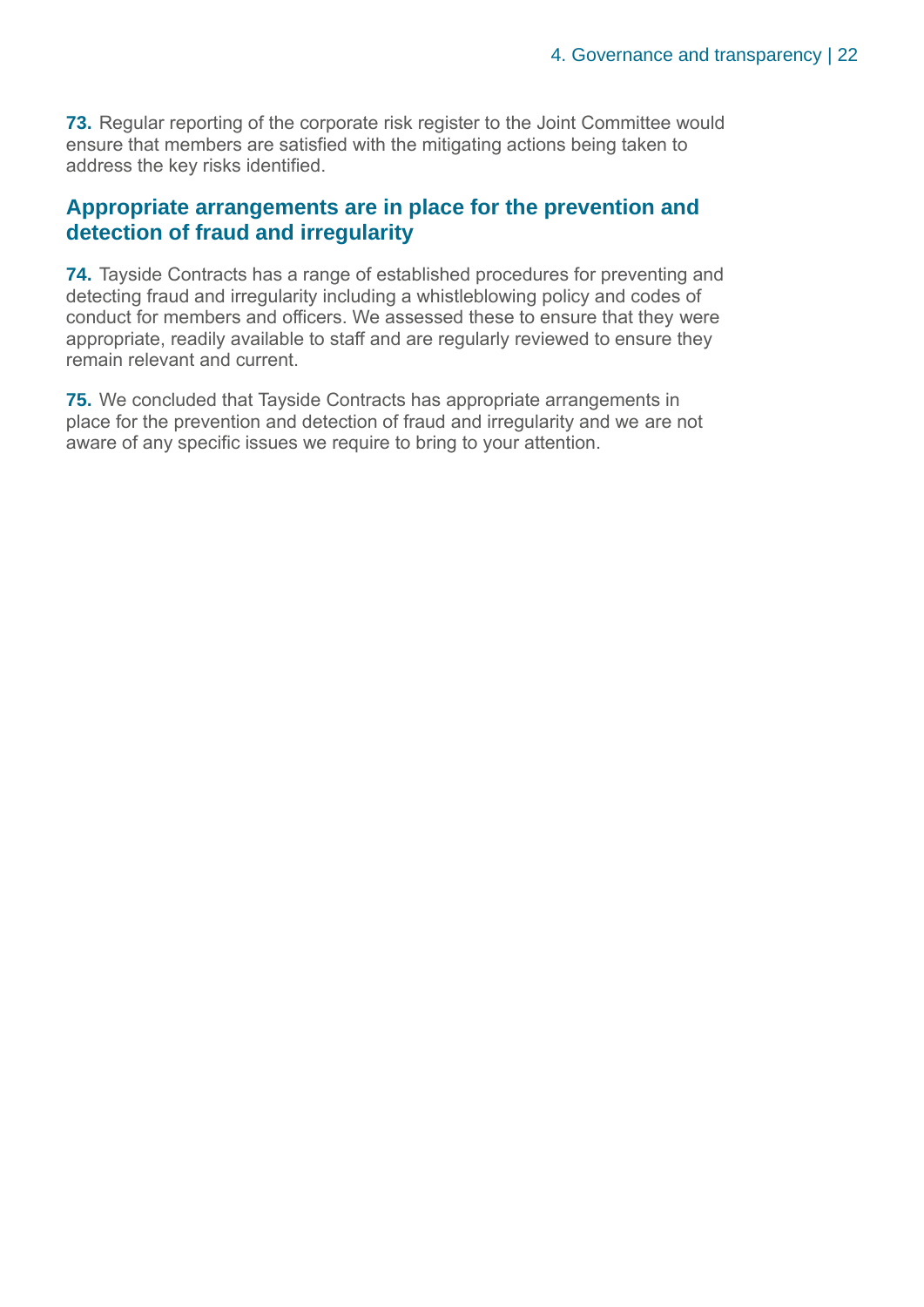**73.** Regular reporting of the corporate risk register to the Joint Committee would ensure that members are satisfied with the mitigating actions being taken to address the key risks identified.

## Appropriate arrangements are in place for the prevention and detection of fraud and irregularity

**74.** Tayside Contracts has a range of established procedures for preventing and detecting fraud and irregularity including a whistleblowing policy and codes of conduct for members and officers. We assessed these to ensure that they were appropriate, readily available to staff and are regularly reviewed to ensure they remain relevant and current.

**75.** We concluded that Tayside Contracts has appropriate arrangements in place for the prevention and detection of fraud and irregularity and we are not aware of any specific issues we require to bring to your attention.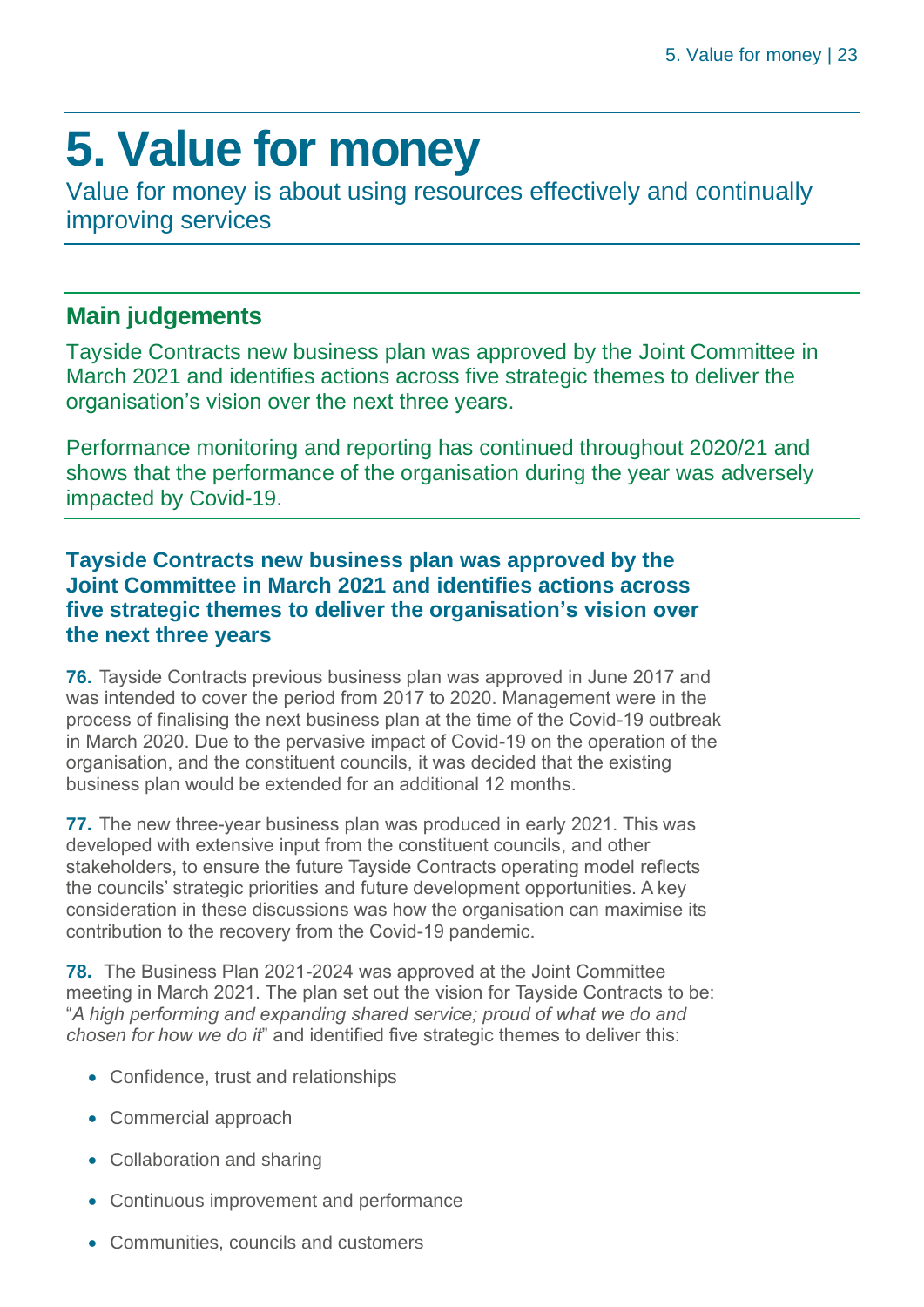# 5. Value for money

Value for money is about using resources effectively and continually improving services

## Main judgements

Tayside Contracts new business plan was approved by the Joint Committee in March 2021 and identifies actions across five strategic themes to deliver the organisation's vision over the next three years.

Performance monitoring and reporting has continued throughout 2020/21 and shows that the performance of the organisation during the year was adversely impacted by Covid-19.

### Tayside Contracts new business plan was approved by the Joint Committee in March 2021 and identifies actions across five strategic themes to deliver the organisation's vision over the next three years

**76.** Tayside Contracts previous business plan was approved in June 2017 and was intended to cover the period from 2017 to 2020. Management were in the process of finalising the next business plan at the time of the Covid-19 outbreak in March 2020. Due to the pervasive impact of Covid-19 on the operation of the organisation, and the constituent councils, it was decided that the existing business plan would be extended for an additional 12 months.

**77.** The new three-year business plan was produced in early 2021. This was developed with extensive input from the constituent councils, and other stakeholders, to ensure the future Tayside Contracts operating model reflects the councils' strategic priorities and future development opportunities. A key consideration in these discussions was how the organisation can maximise its contribution to the recovery from the Covid-19 pandemic.

**78.** The Business Plan 2021-2024 was approved at the Joint Committee meeting in March 2021. The plan set out the vision for Tayside Contracts to be: "*A high performing and expanding shared service; proud of what we do and chosen for how we do it*" and identified five strategic themes to deliver this:

- Confidence, trust and relationships
- Commercial approach
- Collaboration and sharing
- Continuous improvement and performance
- Communities, councils and customers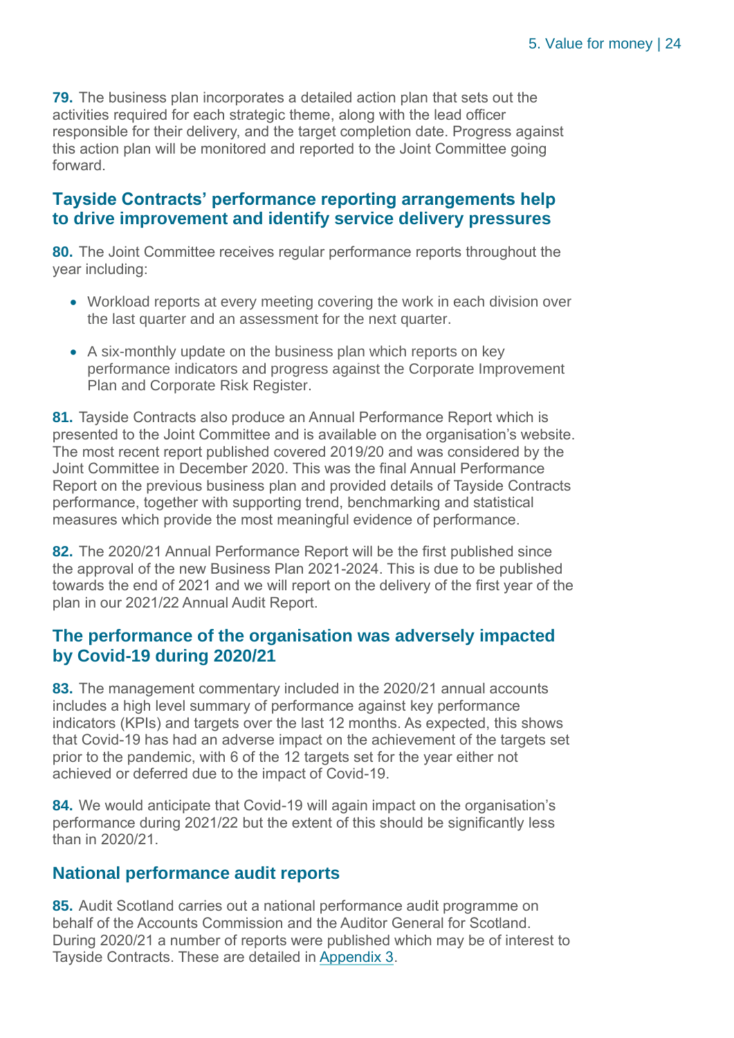**79.** The business plan incorporates a detailed action plan that sets out the activities required for each strategic theme, along with the lead officer responsible for their delivery, and the target completion date. Progress against this action plan will be monitored and reported to the Joint Committee going forward.

## Tayside Contracts' performance reporting arrangements help to drive improvement and identify service delivery pressures

**80.** The Joint Committee receives regular performance reports throughout the year including:

- Workload reports at every meeting covering the work in each division over the last quarter and an assessment for the next quarter.
- A six-monthly update on the business plan which reports on key performance indicators and progress against the Corporate Improvement Plan and Corporate Risk Register.

**81.** Tayside Contracts also produce an Annual Performance Report which is presented to the Joint Committee and is available on the organisation's website. The most recent report published covered 2019/20 and was considered by the Joint Committee in December 2020. This was the final Annual Performance Report on the previous business plan and provided details of Tayside Contracts performance, together with supporting trend, benchmarking and statistical measures which provide the most meaningful evidence of performance.

**82.** The 2020/21 Annual Performance Report will be the first published since the approval of the new Business Plan 2021-2024. This is due to be published towards the end of 2021 and we will report on the delivery of the first year of the plan in our 2021/22 Annual Audit Report.

## The performance of the organisation was adversely impacted by Covid-19 during 2020/21

**83.** The management commentary included in the 2020/21 annual accounts includes a high level summary of performance against key performance indicators (KPIs) and targets over the last 12 months. As expected, this shows that Covid-19 has had an adverse impact on the achievement of the targets set prior to the pandemic, with 6 of the 12 targets set for the year either not achieved or deferred due to the impact of Covid-19.

**84.** We would anticipate that Covid-19 will again impact on the organisation's performance during 2021/22 but the extent of this should be significantly less than in 2020/21.

## National performance audit reports

**85.** Audit Scotland carries out a national performance audit programme on behalf of the Accounts Commission and the Auditor General for Scotland. During 2020/21 a number of reports were published which may be of interest to Tayside Contracts. These are detailed in Appendix 3.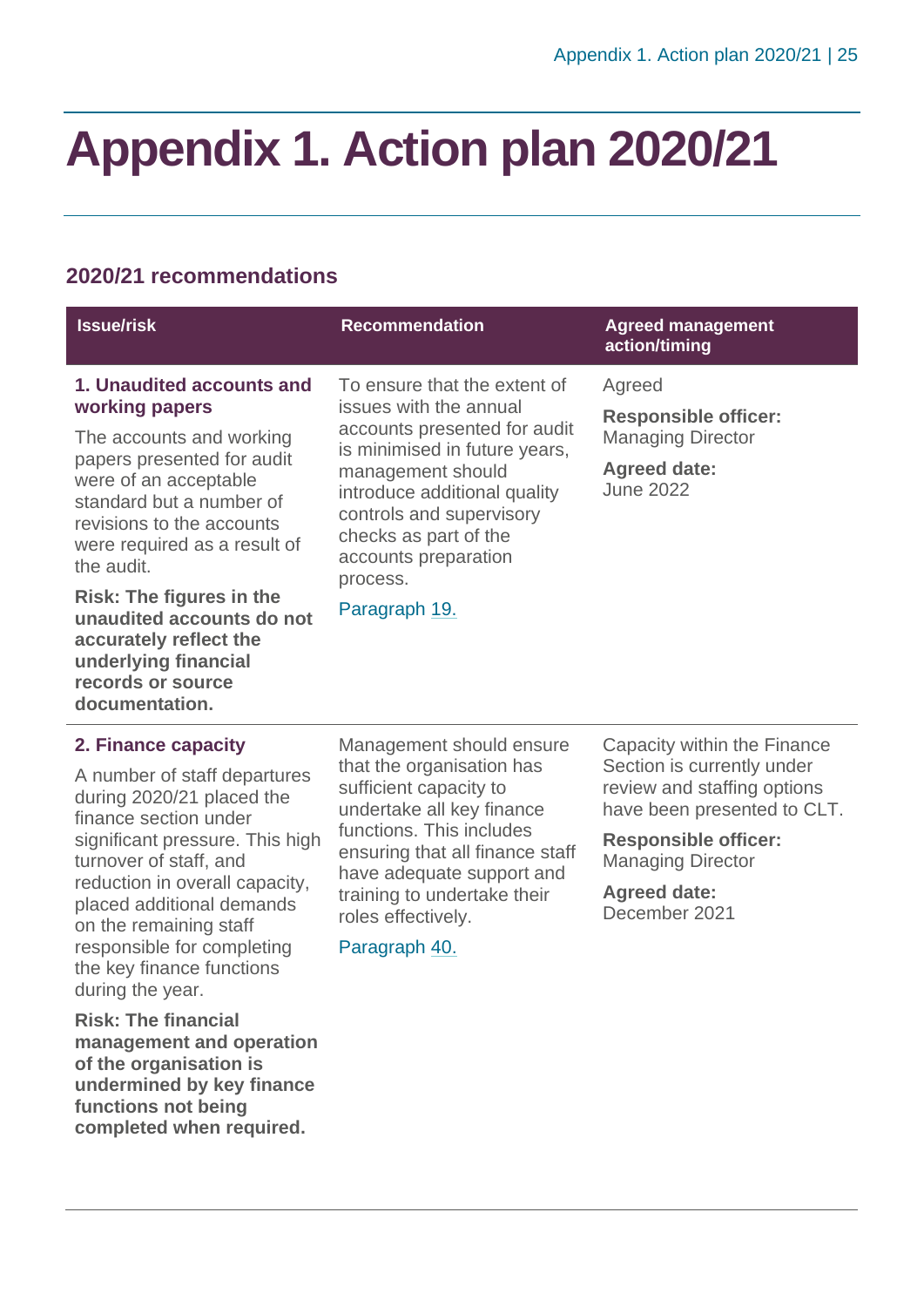# Appendix 1. Action plan 2020/21

## 2020/21 recommendations

| Issue/risk | Recommendation | Agreed management action/timing |
| --- | --- | --- |
| **1. Unaudited accounts and working papers**<br><br>The accounts and working papers presented for audit were of an acceptable standard but a number of revisions to the accounts were required as a result of the audit.<br><br>**Risk: The figures in the unaudited accounts do not accurately reflect the underlying financial records or source documentation.** | To ensure that the extent of issues with the annual accounts presented for audit is minimised in future years, management should introduce additional quality controls and supervisory checks as part of the accounts preparation process.<br><br>Paragraph 19. | Agreed<br><br>**Responsible officer:** Managing Director<br><br>**Agreed date:** June 2022 |
| **2. Finance capacity**<br><br>A number of staff departures during 2020/21 placed the finance section under significant pressure. This high turnover of staff, and reduction in overall capacity, placed additional demands on the remaining staff responsible for completing the key finance functions during the year.<br><br>**Risk: The financial management and operation of the organisation is undermined by key finance functions not being completed when required.** | Management should ensure that the organisation has sufficient capacity to undertake all key finance functions. This includes ensuring that all finance staff have adequate support and training to undertake their roles effectively.<br><br>Paragraph 40. | Capacity within the Finance Section is currently under review and staffing options have been presented to CLT.<br><br>**Responsible officer:** Managing Director<br><br>**Agreed date:** December 2021 |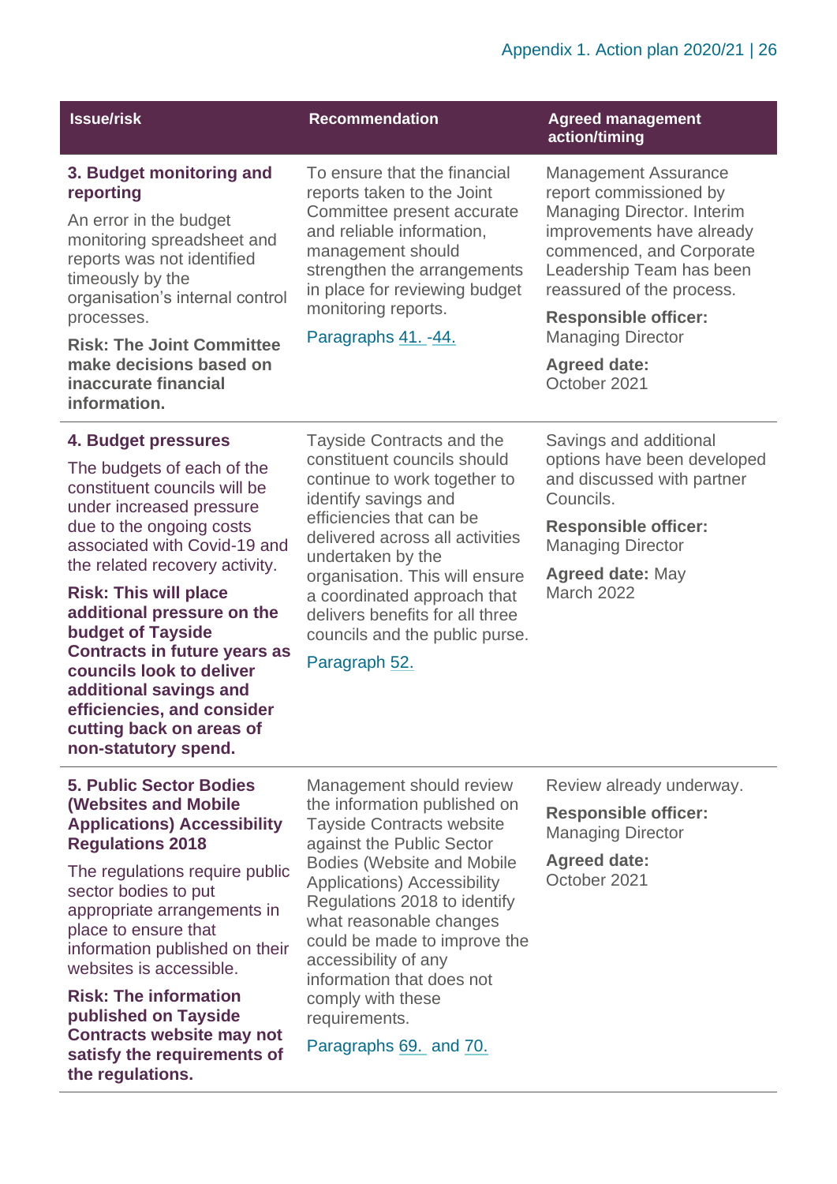| Issue/risk | Recommendation | Agreed management action/timing |
|---|---|---|
| **3. Budget monitoring and reporting**<br><br>An error in the budget monitoring spreadsheet and reports was not identified timeously by the organisation's internal control processes.<br><br>**Risk: The Joint Committee make decisions based on inaccurate financial information.** | To ensure that the financial reports taken to the Joint Committee present accurate and reliable information, management should strengthen the arrangements in place for reviewing budget monitoring reports.<br><br>Paragraphs 41. -44. | Management Assurance report commissioned by Managing Director. Interim improvements have already commenced, and Corporate Leadership Team has been reassured of the process.<br><br>**Responsible officer:** Managing Director<br><br>**Agreed date:** October 2021 |
| **4. Budget pressures**<br><br>The budgets of each of the constituent councils will be under increased pressure due to the ongoing costs associated with Covid-19 and the related recovery activity.<br><br>**Risk: This will place additional pressure on the budget of Tayside Contracts in future years as councils look to deliver additional savings and efficiencies, and consider cutting back on areas of non-statutory spend.** | Tayside Contracts and the constituent councils should continue to work together to identify savings and efficiencies that can be delivered across all activities undertaken by the organisation. This will ensure a coordinated approach that delivers benefits for all three councils and the public purse.<br><br>Paragraph 52. | Savings and additional options have been developed and discussed with partner Councils.<br><br>**Responsible officer:** Managing Director<br><br>**Agreed date:** May March 2022 |
| **5. Public Sector Bodies (Websites and Mobile Applications) Accessibility Regulations 2018**<br><br>The regulations require public sector bodies to put appropriate arrangements in place to ensure that information published on their websites is accessible.<br><br>**Risk: The information published on Tayside Contracts website may not satisfy the requirements of the regulations.** | Management should review the information published on Tayside Contracts website against the Public Sector Bodies (Website and Mobile Applications) Accessibility Regulations 2018 to identify what reasonable changes could be made to improve the accessibility of any information that does not comply with these requirements.<br><br>Paragraphs 69. and 70. | Review already underway.<br><br>**Responsible officer:** Managing Director<br><br>**Agreed date:** October 2021 |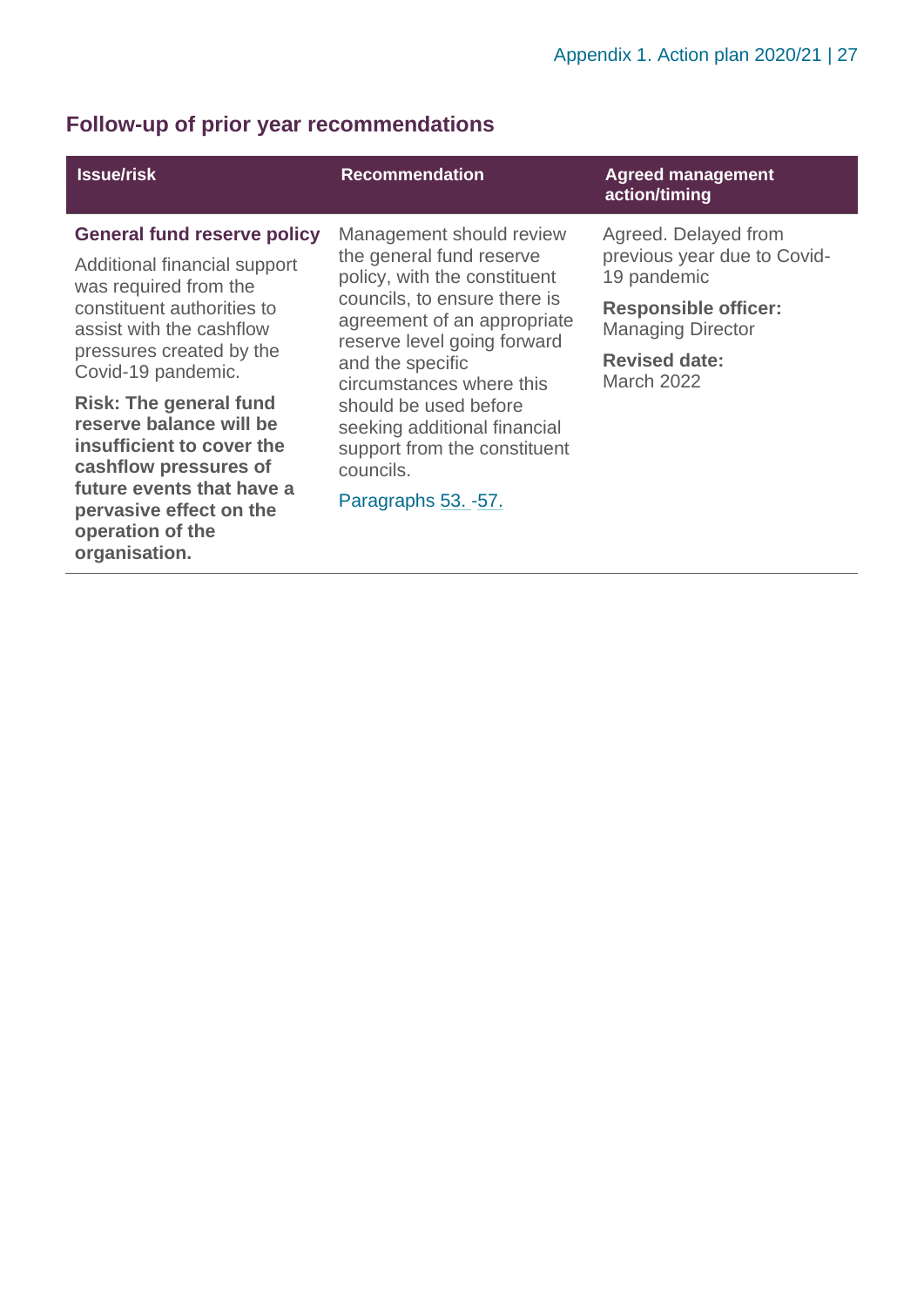## Follow-up of prior year recommendations

| Issue/risk | Recommendation | Agreed management action/timing |
|---|---|---|
| **General fund reserve policy**<br><br>Additional financial support was required from the constituent authorities to assist with the cashflow pressures created by the Covid-19 pandemic.<br><br>**Risk: The general fund reserve balance will be insufficient to cover the cashflow pressures of future events that have a pervasive effect on the operation of the organisation.** | Management should review the general fund reserve policy, with the constituent councils, to ensure there is agreement of an appropriate reserve level going forward and the specific circumstances where this should be used before seeking additional financial support from the constituent councils.<br><br>Paragraphs 53. -57. | Agreed. Delayed from previous year due to Covid-19 pandemic<br><br>**Responsible officer:** Managing Director<br><br>**Revised date:** March 2022 |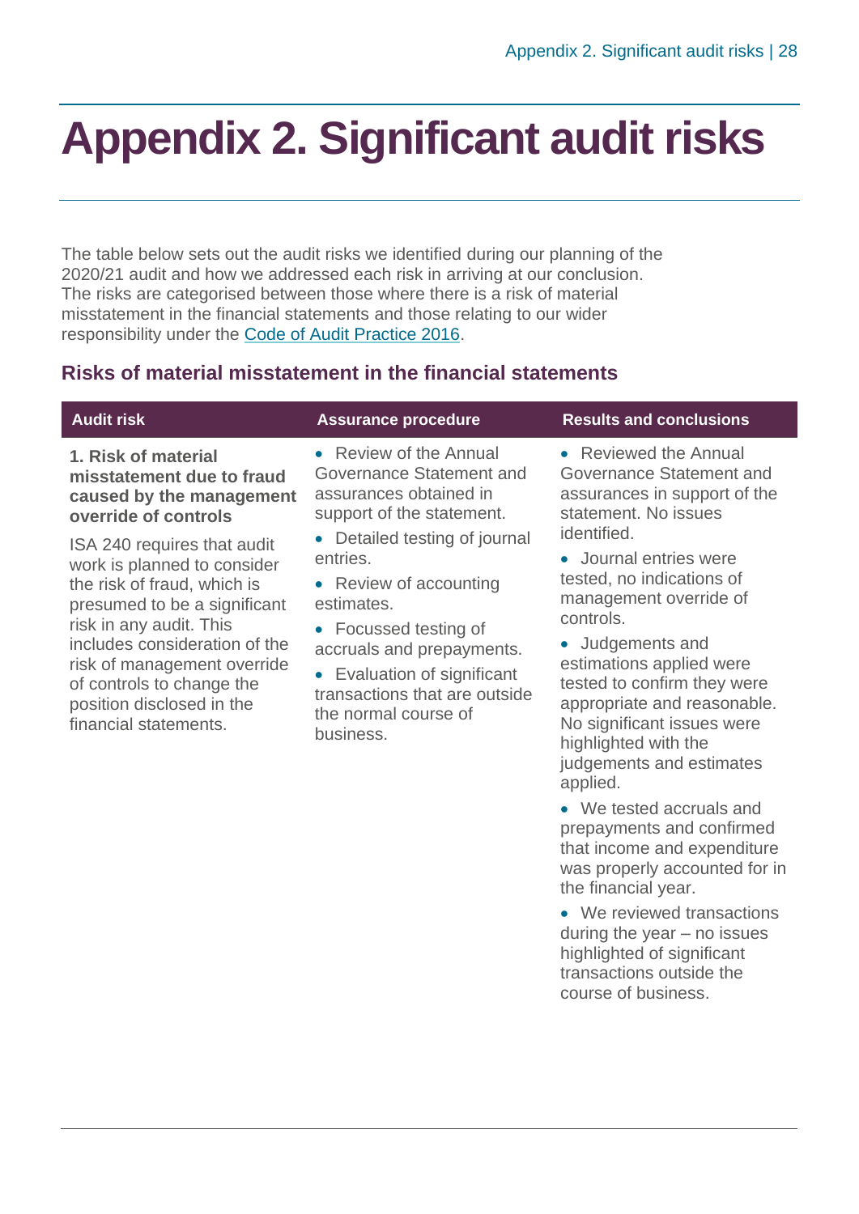# Appendix 2. Significant audit risks

The table below sets out the audit risks we identified during our planning of the 2020/21 audit and how we addressed each risk in arriving at our conclusion. The risks are categorised between those where there is a risk of material misstatement in the financial statements and those relating to our wider responsibility under the Code of Audit Practice 2016.

## Risks of material misstatement in the financial statements

| Audit risk | Assurance procedure | Results and conclusions |
|---|---|---|
| **1. Risk of material misstatement due to fraud caused by the management override of controls**<br><br>ISA 240 requires that audit work is planned to consider the risk of fraud, which is presumed to be a significant risk in any audit. This includes consideration of the risk of management override of controls to change the position disclosed in the financial statements. | • Review of the Annual Governance Statement and assurances obtained in support of the statement.<br>• Detailed testing of journal entries.<br>• Review of accounting estimates.<br>• Focussed testing of accruals and prepayments.<br>• Evaluation of significant transactions that are outside the normal course of business. | • Reviewed the Annual Governance Statement and assurances in support of the statement. No issues identified.<br>• Journal entries were tested, no indications of management override of controls.<br>• Judgements and estimations applied were tested to confirm they were appropriate and reasonable. No significant issues were highlighted with the judgements and estimates applied.<br>• We tested accruals and prepayments and confirmed that income and expenditure was properly accounted for in the financial year.<br>• We reviewed transactions during the year – no issues highlighted of significant transactions outside the course of business. |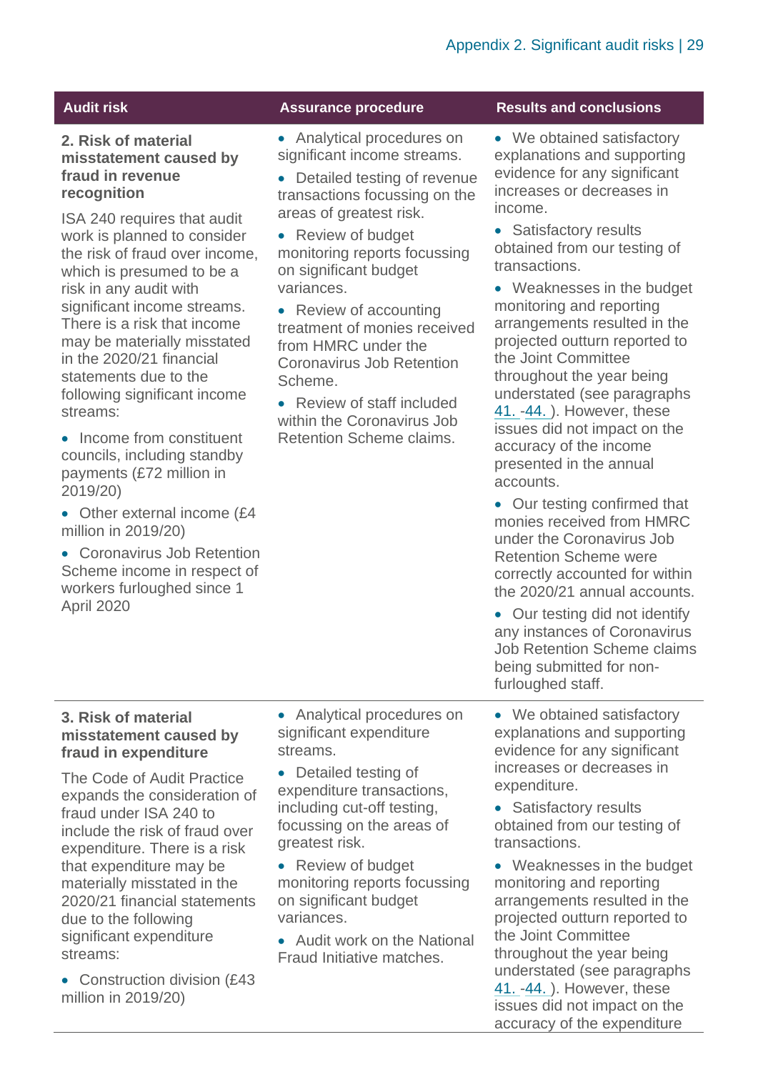| Audit risk | Assurance procedure | Results and conclusions |
| --- | --- | --- |
| **2. Risk of material misstatement caused by fraud in revenue recognition**<br><br>ISA 240 requires that audit work is planned to consider the risk of fraud over income, which is presumed to be a risk in any audit with significant income streams. There is a risk that income may be materially misstated in the 2020/21 financial statements due to the following significant income streams:<br><br>• Income from constituent councils, including standby payments (£72 million in 2019/20)<br>• Other external income (£4 million in 2019/20)<br>• Coronavirus Job Retention Scheme income in respect of workers furloughed since 1 April 2020 | • Analytical procedures on significant income streams.<br>• Detailed testing of revenue transactions focussing on the areas of greatest risk.<br>• Review of budget monitoring reports focussing on significant budget variances.<br>• Review of accounting treatment of monies received from HMRC under the Coronavirus Job Retention Scheme.<br>• Review of staff included within the Coronavirus Job Retention Scheme claims. | • We obtained satisfactory explanations and supporting evidence for any significant increases or decreases in income.<br>• Satisfactory results obtained from our testing of transactions.<br>• Weaknesses in the budget monitoring and reporting arrangements resulted in the projected outturn reported to the Joint Committee throughout the year being understated (see paragraphs 41. -44. ). However, these issues did not impact on the accuracy of the income presented in the annual accounts.<br>• Our testing confirmed that monies received from HMRC under the Coronavirus Job Retention Scheme were correctly accounted for within the 2020/21 annual accounts.<br>• Our testing did not identify any instances of Coronavirus Job Retention Scheme claims being submitted for non-furloughed staff. |
| **3. Risk of material misstatement caused by fraud in expenditure**<br><br>The Code of Audit Practice expands the consideration of fraud under ISA 240 to include the risk of fraud over expenditure. There is a risk that expenditure may be materially misstated in the 2020/21 financial statements due to the following significant expenditure streams:<br><br>• Construction division (£43 million in 2019/20) | • Analytical procedures on significant expenditure streams.<br>• Detailed testing of expenditure transactions, including cut-off testing, focussing on the areas of greatest risk.<br>• Review of budget monitoring reports focussing on significant budget variances.<br>• Audit work on the National Fraud Initiative matches. | • We obtained satisfactory explanations and supporting evidence for any significant increases or decreases in expenditure.<br>• Satisfactory results obtained from our testing of transactions.<br>• Weaknesses in the budget monitoring and reporting arrangements resulted in the projected outturn reported to the Joint Committee throughout the year being understated (see paragraphs 41. -44. ). However, these issues did not impact on the accuracy of the expenditure |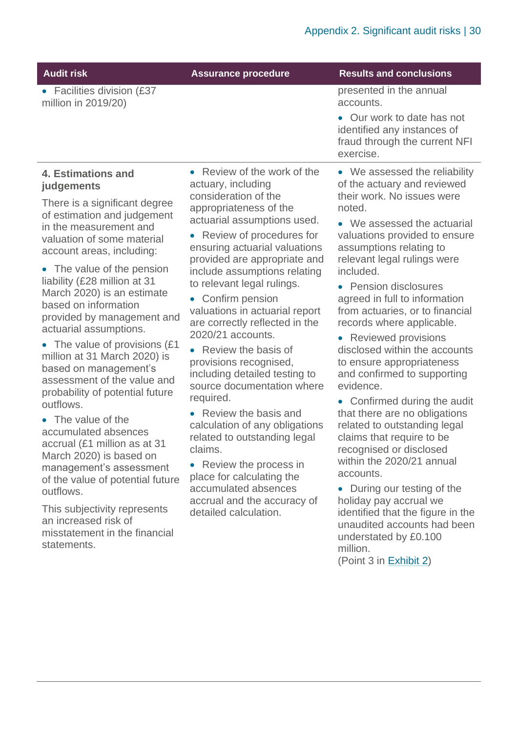| Audit risk | Assurance procedure | Results and conclusions |
|---|---|---|
| • Facilities division (£37 million in 2019/20) | | presented in the annual accounts.<br>• Our work to date has not identified any instances of fraud through the current NFI exercise. |
| **4. Estimations and judgements**<br>There is a significant degree of estimation and judgement in the measurement and valuation of some material account areas, including:<br>• The value of the pension liability (£28 million at 31 March 2020) is an estimate based on information provided by management and actuarial assumptions.<br>• The value of provisions (£1 million at 31 March 2020) is based on management's assessment of the value and probability of potential future outflows.<br>• The value of the accumulated absences accrual (£1 million as at 31 March 2020) is based on management's assessment of the value of potential future outflows.<br>This subjectivity represents an increased risk of misstatement in the financial statements. | • Review of the work of the actuary, including consideration of the appropriateness of the actuarial assumptions used.<br>• Review of procedures for ensuring actuarial valuations provided are appropriate and include assumptions relating to relevant legal rulings.<br>• Confirm pension valuations in actuarial report are correctly reflected in the 2020/21 accounts.<br>• Review the basis of provisions recognised, including detailed testing to source documentation where required.<br>• Review the basis and calculation of any obligations related to outstanding legal claims.<br>• Review the process in place for calculating the accumulated absences accrual and the accuracy of detailed calculation. | • We assessed the reliability of the actuary and reviewed their work. No issues were noted.<br>• We assessed the actuarial valuations provided to ensure assumptions relating to relevant legal rulings were included.<br>• Pension disclosures agreed in full to information from actuaries, or to financial records where applicable.<br>• Reviewed provisions disclosed within the accounts to ensure appropriateness and confirmed to supporting evidence.<br>• Confirmed during the audit that there are no obligations related to outstanding legal claims that require to be recognised or disclosed within the 2020/21 annual accounts.<br>• During our testing of the holiday pay accrual we identified that the figure in the unaudited accounts had been understated by £0.100 million.<br>(Point 3 in Exhibit 2) |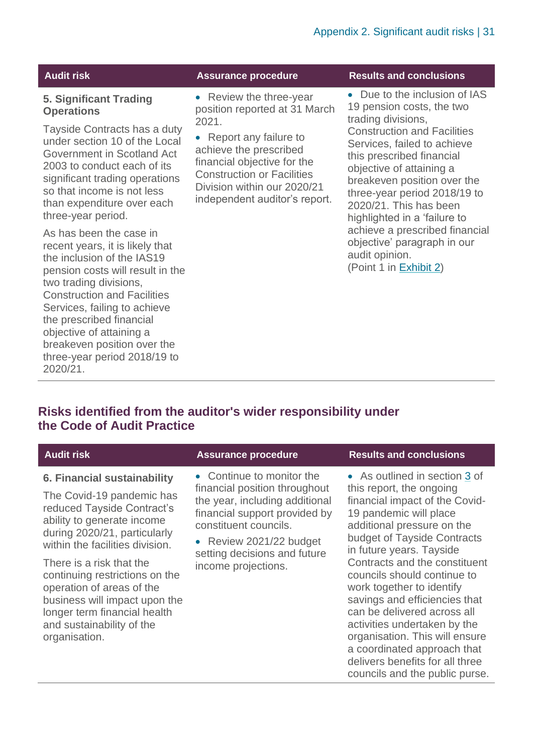| Audit risk | Assurance procedure | Results and conclusions |
|---|---|---|
| **5. Significant Trading Operations**<br><br>Tayside Contracts has a duty under section 10 of the Local Government in Scotland Act 2003 to conduct each of its significant trading operations so that income is not less than expenditure over each three-year period.<br><br>As has been the case in recent years, it is likely that the inclusion of the IAS19 pension costs will result in the two trading divisions, Construction and Facilities Services, failing to achieve the prescribed financial objective of attaining a breakeven position over the three-year period 2018/19 to 2020/21. | • Review the three-year position reported at 31 March 2021.<br><br>• Report any failure to achieve the prescribed financial objective for the Construction or Facilities Division within our 2020/21 independent auditor's report. | • Due to the inclusion of IAS 19 pension costs, the two trading divisions, Construction and Facilities Services, failed to achieve this prescribed financial objective of attaining a breakeven position over the three-year period 2018/19 to 2020/21. This has been highlighted in a 'failure to achieve a prescribed financial objective' paragraph in our audit opinion.<br>(Point 1 in Exhibit 2) |

## Risks identified from the auditor's wider responsibility under the Code of Audit Practice

| Audit risk | Assurance procedure | Results and conclusions |
|---|---|---|
| **6. Financial sustainability**<br><br>The Covid-19 pandemic has reduced Tayside Contract's ability to generate income during 2020/21, particularly within the facilities division.<br><br>There is a risk that the continuing restrictions on the operation of areas of the business will impact upon the longer term financial health and sustainability of the organisation. | • Continue to monitor the financial position throughout the year, including additional financial support provided by constituent councils.<br><br>• Review 2021/22 budget setting decisions and future income projections. | • As outlined in section 3 of this report, the ongoing financial impact of the Covid-19 pandemic will place additional pressure on the budget of Tayside Contracts in future years. Tayside Contracts and the constituent councils should continue to work together to identify savings and efficiencies that can be delivered across all activities undertaken by the organisation. This will ensure a coordinated approach that delivers benefits for all three councils and the public purse. |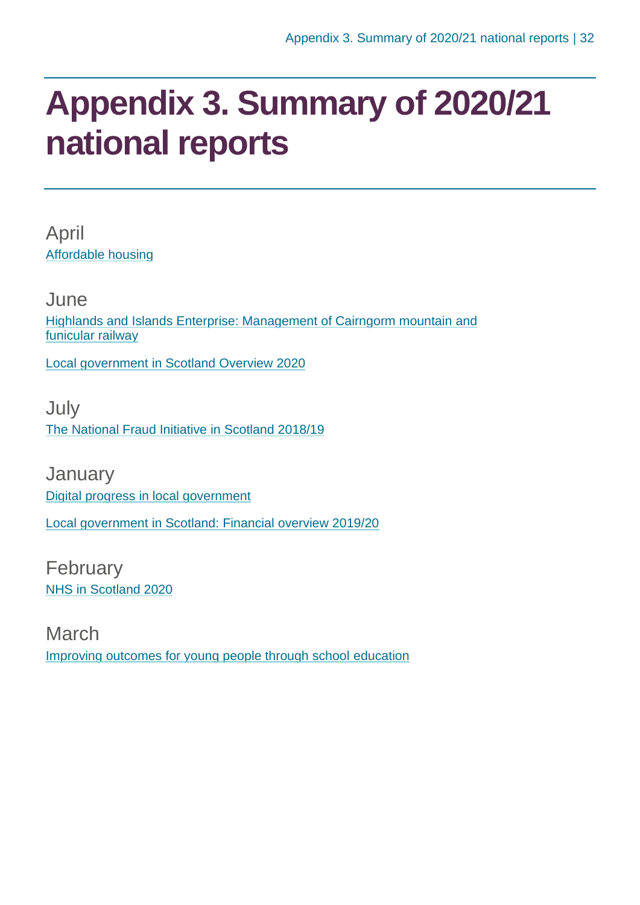# Appendix 3. Summary of 2020/21 national reports

## April

Affordable housing

## June

Highlands and Islands Enterprise: Management of Cairngorm mountain and funicular railway

Local government in Scotland Overview 2020

## July

The National Fraud Initiative in Scotland 2018/19

## January

Digital progress in local government

Local government in Scotland: Financial overview 2019/20

## February

NHS in Scotland 2020

## March

Improving outcomes for young people through school education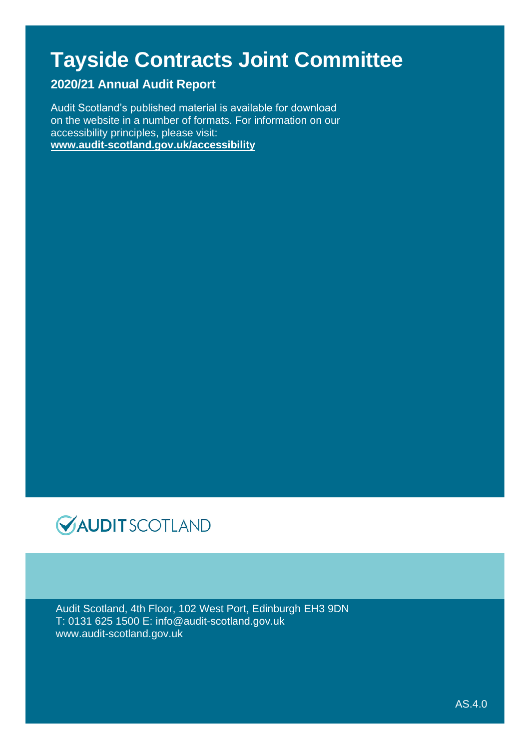# Tayside Contracts Joint Committee

## 2020/21 Annual Audit Report

Audit Scotland's published material is available for download on the website in a number of formats. For information on our accessibility principles, please visit:
**www.audit-scotland.gov.uk/accessibility**

AUDIT SCOTLAND

Audit Scotland, 4th Floor, 102 West Port, Edinburgh EH3 9DN
T: 0131 625 1500 E: info@audit-scotland.gov.uk
www.audit-scotland.gov.uk

AS.4.0